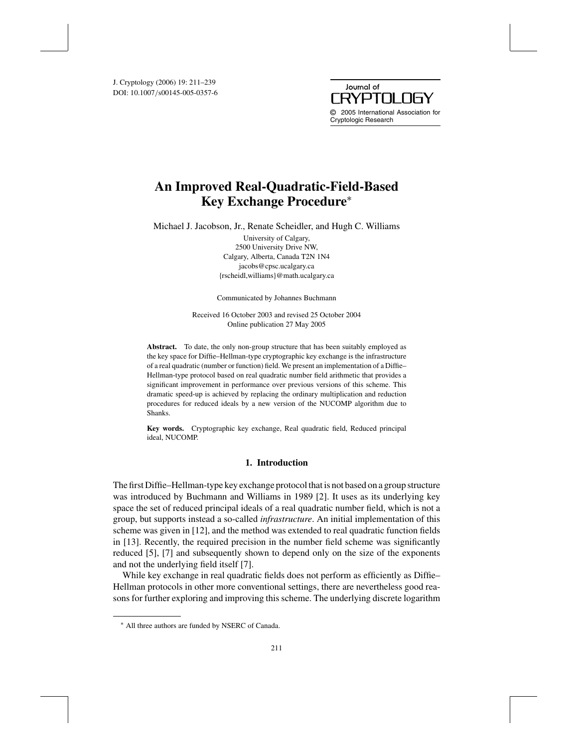# An Improved Real-Quadratic-Field-Based Key Exchange Procedure*

Michael J. Jacobson, Jr., Renate Scheidler, and Hugh C. Williams

University of Calgary,
2500 University Drive NW,
Calgary, Alberta, Canada T2N 1N4
jacobs@cpsc.ucalgary.ca
{rscheidl,williams}@math.ucalgary.ca

Communicated by Johannes Buchmann

Received 16 October 2003 and revised 25 October 2004
Online publication 27 May 2005

**Abstract.** To date, the only non-group structure that has been suitably employed as the key space for Diffie–Hellman-type cryptographic key exchange is the infrastructure of a real quadratic (number or function) field. We present an implementation of a Diffie–Hellman-type protocol based on real quadratic number field arithmetic that provides a significant improvement in performance over previous versions of this scheme. This dramatic speed-up is achieved by replacing the ordinary multiplication and reduction procedures for reduced ideals by a new version of the NUCOMP algorithm due to Shanks.

**Key words.** Cryptographic key exchange, Real quadratic field, Reduced principal ideal, NUCOMP.

## 1. Introduction

The first Diffie–Hellman-type key exchange protocol that is not based on a group structure was introduced by Buchmann and Williams in 1989 [2]. It uses as its underlying key space the set of reduced principal ideals of a real quadratic number field, which is not a group, but supports instead a so-called *infrastructure*. An initial implementation of this scheme was given in [12], and the method was extended to real quadratic function fields in [13]. Recently, the required precision in the number field scheme was significantly reduced [5], [7] and subsequently shown to depend only on the size of the exponents and not the underlying field itself [7].

While key exchange in real quadratic fields does not perform as efficiently as Diffie–Hellman protocols in other more conventional settings, there are nevertheless good reasons for further exploring and improving this scheme. The underlying discrete logarithm

* All three authors are funded by NSERC of Canada.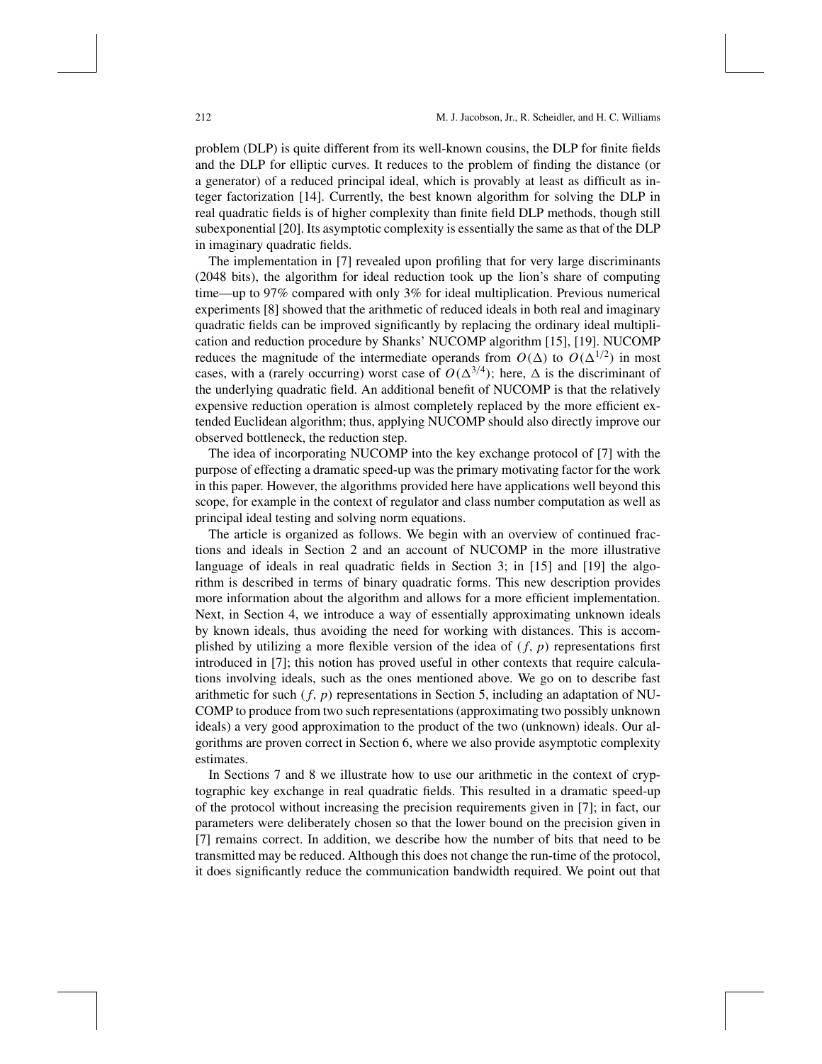problem (DLP) is quite different from its well-known cousins, the DLP for finite fields and the DLP for elliptic curves. It reduces to the problem of finding the distance (or a generator) of a reduced principal ideal, which is provably at least as difficult as integer factorization [14]. Currently, the best known algorithm for solving the DLP in real quadratic fields is of higher complexity than finite field DLP methods, though still subexponential [20]. Its asymptotic complexity is essentially the same as that of the DLP in imaginary quadratic fields.

The implementation in [7] revealed upon profiling that for very large discriminants (2048 bits), the algorithm for ideal reduction took up the lion's share of computing time—up to 97% compared with only 3% for ideal multiplication. Previous numerical experiments [8] showed that the arithmetic of reduced ideals in both real and imaginary quadratic fields can be improved significantly by replacing the ordinary ideal multiplication and reduction procedure by Shanks' NUCOMP algorithm [15], [19]. NUCOMP reduces the magnitude of the intermediate operands from $O(\Delta)$ to $O(\Delta^{1/2})$ in most cases, with a (rarely occurring) worst case of $O(\Delta^{3/4})$; here, $\Delta$ is the discriminant of the underlying quadratic field. An additional benefit of NUCOMP is that the relatively expensive reduction operation is almost completely replaced by the more efficient extended Euclidean algorithm; thus, applying NUCOMP should also directly improve our observed bottleneck, the reduction step.

The idea of incorporating NUCOMP into the key exchange protocol of [7] with the purpose of effecting a dramatic speed-up was the primary motivating factor for the work in this paper. However, the algorithms provided here have applications well beyond this scope, for example in the context of regulator and class number computation as well as principal ideal testing and solving norm equations.

The article is organized as follows. We begin with an overview of continued fractions and ideals in Section 2 and an account of NUCOMP in the more illustrative language of ideals in real quadratic fields in Section 3; in [15] and [19] the algorithm is described in terms of binary quadratic forms. This new description provides more information about the algorithm and allows for a more efficient implementation. Next, in Section 4, we introduce a way of essentially approximating unknown ideals by known ideals, thus avoiding the need for working with distances. This is accomplished by utilizing a more flexible version of the idea of $(f, p)$ representations first introduced in [7]; this notion has proved useful in other contexts that require calculations involving ideals, such as the ones mentioned above. We go on to describe fast arithmetic for such $(f, p)$ representations in Section 5, including an adaptation of NUCOMP to produce from two such representations (approximating two possibly unknown ideals) a very good approximation to the product of the two (unknown) ideals. Our algorithms are proven correct in Section 6, where we also provide asymptotic complexity estimates.

In Sections 7 and 8 we illustrate how to use our arithmetic in the context of cryptographic key exchange in real quadratic fields. This resulted in a dramatic speed-up of the protocol without increasing the precision requirements given in [7]; in fact, our parameters were deliberately chosen so that the lower bound on the precision given in [7] remains correct. In addition, we describe how the number of bits that need to be transmitted may be reduced. Although this does not change the run-time of the protocol, it does significantly reduce the communication bandwidth required. We point out that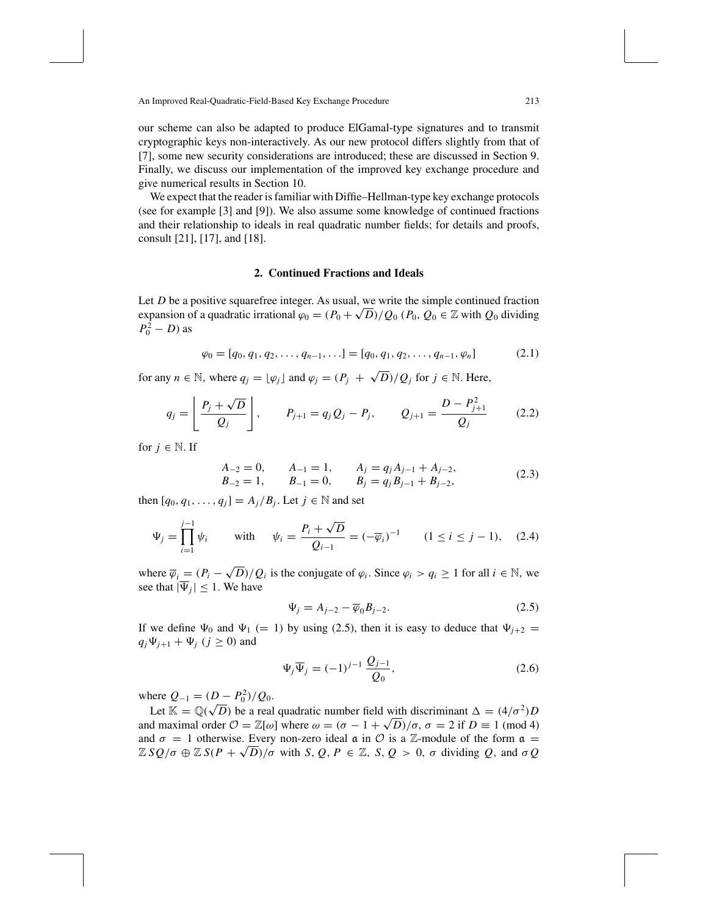our scheme can also be adapted to produce ElGamal-type signatures and to transmit cryptographic keys non-interactively. As our new protocol differs slightly from that of [7], some new security considerations are introduced; these are discussed in Section 9. Finally, we discuss our implementation of the improved key exchange procedure and give numerical results in Section 10.

We expect that the reader is familiar with Diffie–Hellman-type key exchange protocols (see for example [3] and [9]). We also assume some knowledge of continued fractions and their relationship to ideals in real quadratic number fields; for details and proofs, consult [21], [17], and [18].

## 2. Continued Fractions and Ideals

Let $D$ be a positive squarefree integer. As usual, we write the simple continued fraction expansion of a quadratic irrational $\varphi_0 = (P_0 + \sqrt{D})/Q_0$ ($P_0, Q_0 \in \mathbb{Z}$ with $Q_0$ dividing $P_0^2 - D$) as

$$\varphi_0 = [q_0, q_1, q_2, \ldots, q_{n-1}, \ldots] = [q_0, q_1, q_2, \ldots, q_{n-1}, \varphi_n] \tag{2.1}$$

for any $n \in \mathbb{N}$, where $q_j = \lfloor \varphi_j \rfloor$ and $\varphi_j = (P_j + \sqrt{D})/Q_j$ for $j \in \mathbb{N}$. Here,

$$q_j = \left\lfloor \frac{P_j + \sqrt{D}}{Q_j} \right\rfloor, \qquad P_{j+1} = q_j Q_j - P_j, \qquad Q_{j+1} = \frac{D - P_{j+1}^2}{Q_j} \tag{2.2}$$

for $j \in \mathbb{N}$. If

$$\begin{aligned} A_{-2} &= 0, \qquad A_{-1} = 1, \qquad A_j = q_j A_{j-1} + A_{j-2}, \\ B_{-2} &= 1, \qquad B_{-1} = 0, \qquad B_j = q_j B_{j-1} + B_{j-2}, \end{aligned} \tag{2.3}$$

then $[q_0, q_1, \ldots, q_j] = A_j/B_j$. Let $j \in \mathbb{N}$ and set

$$\Psi_j = \prod_{i=1}^{j-1} \psi_i \qquad \text{with} \qquad \psi_i = \frac{P_i + \sqrt{D}}{Q_{i-1}} = (-\overline{\varphi}_i)^{-1} \qquad (1 \le i \le j-1), \tag{2.4}$$

where $\overline{\varphi}_i = (P_i - \sqrt{D})/Q_i$ is the conjugate of $\varphi_i$. Since $\varphi_i > q_i \ge 1$ for all $i \in \mathbb{N}$, we see that $|\overline{\Psi}_j| \le 1$. We have

$$\Psi_j = A_{j-2} - \overline{\varphi}_0 B_{j-2}. \tag{2.5}$$

If we define $\Psi_0$ and $\Psi_1$ ($= 1$) by using (2.5), then it is easy to deduce that $\Psi_{j+2} = q_j \Psi_{j+1} + \Psi_j$ ($j \ge 0$) and

$$\Psi_j \overline{\Psi}_j = (-1)^{j-1} \frac{Q_{j-1}}{Q_0}, \tag{2.6}$$

where $Q_{-1} = (D - P_0^2)/Q_0$.

Let $\mathbb{K} = \mathbb{Q}(\sqrt{D})$ be a real quadratic number field with discriminant $\Delta = (4/\sigma^2)D$ and maximal order $\mathcal{O} = \mathbb{Z}[\omega]$ where $\omega = (\sigma - 1 + \sqrt{D})/\sigma$, $\sigma = 2$ if $D \equiv 1 \pmod 4$ and $\sigma = 1$ otherwise. Every non-zero ideal $\mathfrak{a}$ in $\mathcal{O}$ is a $\mathbb{Z}$-module of the form $\mathfrak{a} = \mathbb{Z}\, SQ/\sigma \oplus \mathbb{Z}\, S(P + \sqrt{D})/\sigma$ with $S, Q, P \in \mathbb{Z}$, $S, Q > 0$, $\sigma$ dividing $Q$, and $\sigma Q$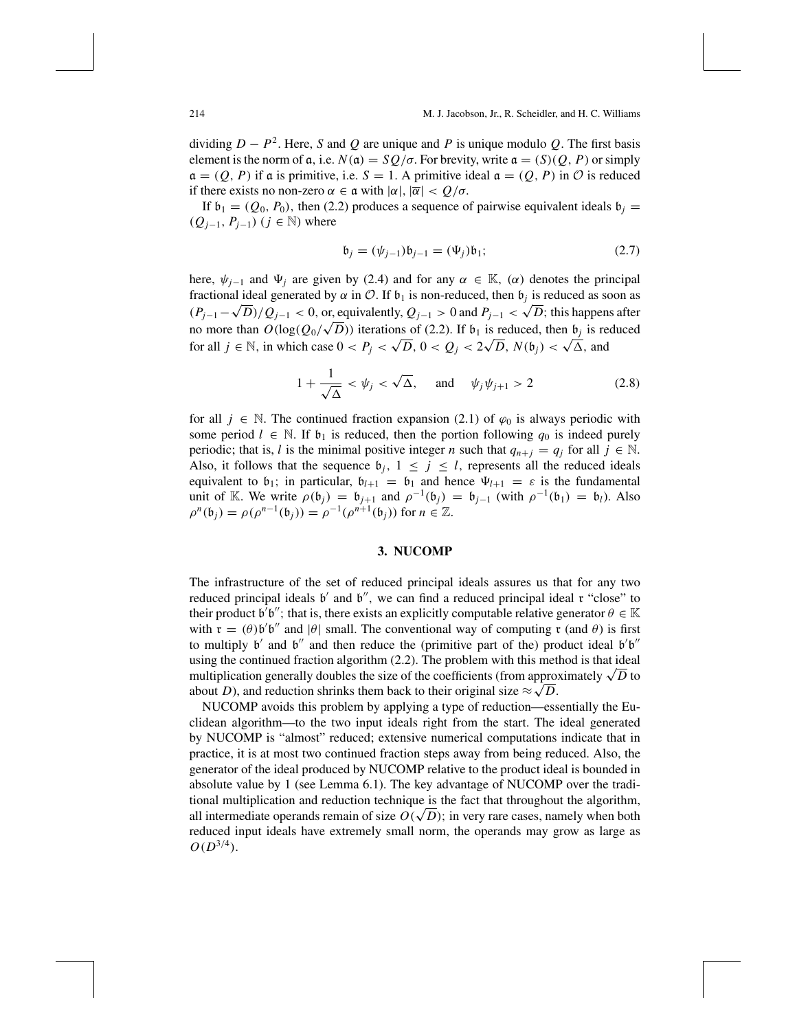dividing $D - P^2$. Here, $S$ and $Q$ are unique and $P$ is unique modulo $Q$. The first basis element is the norm of $\mathfrak{a}$, i.e. $N(\mathfrak{a}) = SQ/\sigma$. For brevity, write $\mathfrak{a} = (S)(Q, P)$ or simply $\mathfrak{a} = (Q, P)$ if $\mathfrak{a}$ is primitive, i.e. $S = 1$. A primitive ideal $\mathfrak{a} = (Q, P)$ in $\mathcal{O}$ is reduced if there exists no non-zero $\alpha \in \mathfrak{a}$ with $|\alpha|, |\overline{\alpha}| < Q/\sigma$.

If $\mathfrak{b}_1 = (Q_0, P_0)$, then (2.2) produces a sequence of pairwise equivalent ideals $\mathfrak{b}_j = (Q_{j-1}, P_{j-1})$ $(j \in \mathbb{N})$ where

$$\mathfrak{b}_j = (\psi_{j-1})\mathfrak{b}_{j-1} = (\Psi_j)\mathfrak{b}_1; \tag{2.7}$$

here, $\psi_{j-1}$ and $\Psi_j$ are given by (2.4) and for any $\alpha \in \mathbb{K}$, $(\alpha)$ denotes the principal fractional ideal generated by $\alpha$ in $\mathcal{O}$. If $\mathfrak{b}_1$ is non-reduced, then $\mathfrak{b}_j$ is reduced as soon as $(P_{j-1} - \sqrt{D})/Q_{j-1} < 0$, or, equivalently, $Q_{j-1} > 0$ and $P_{j-1} < \sqrt{D}$; this happens after no more than $O(\log(Q_0/\sqrt{D}))$ iterations of (2.2). If $\mathfrak{b}_1$ is reduced, then $\mathfrak{b}_j$ is reduced for all $j \in \mathbb{N}$, in which case $0 < P_j < \sqrt{D}$, $0 < Q_j < 2\sqrt{D}$, $N(\mathfrak{b}_j) < \sqrt{\Delta}$, and

$$1 + \frac{1}{\sqrt{\Delta}} < \psi_j < \sqrt{\Delta}, \quad \text{and} \quad \psi_j \psi_{j+1} > 2 \tag{2.8}$$

for all $j \in \mathbb{N}$. The continued fraction expansion (2.1) of $\varphi_0$ is always periodic with some period $l \in \mathbb{N}$. If $\mathfrak{b}_1$ is reduced, then the portion following $q_0$ is indeed purely periodic; that is, $l$ is the minimal positive integer $n$ such that $q_{n+j} = q_j$ for all $j \in \mathbb{N}$. Also, it follows that the sequence $\mathfrak{b}_j$, $1 \leq j \leq l$, represents all the reduced ideals equivalent to $\mathfrak{b}_1$; in particular, $\mathfrak{b}_{l+1} = \mathfrak{b}_1$ and hence $\Psi_{l+1} = \varepsilon$ is the fundamental unit of $\mathbb{K}$. We write $\rho(\mathfrak{b}_j) = \mathfrak{b}_{j+1}$ and $\rho^{-1}(\mathfrak{b}_j) = \mathfrak{b}_{j-1}$ (with $\rho^{-1}(\mathfrak{b}_1) = \mathfrak{b}_l$). Also $\rho^n(\mathfrak{b}_j) = \rho(\rho^{n-1}(\mathfrak{b}_j)) = \rho^{-1}(\rho^{n+1}(\mathfrak{b}_j))$ for $n \in \mathbb{Z}$.

## 3. NUCOMP

The infrastructure of the set of reduced principal ideals assures us that for any two reduced principal ideals $\mathfrak{b}'$ and $\mathfrak{b}''$, we can find a reduced principal ideal $\mathfrak{r}$ "close" to their product $\mathfrak{b}'\mathfrak{b}''$; that is, there exists an explicitly computable relative generator $\theta \in \mathbb{K}$ with $\mathfrak{r} = (\theta)\mathfrak{b}'\mathfrak{b}''$ and $|\theta|$ small. The conventional way of computing $\mathfrak{r}$ (and $\theta$) is first to multiply $\mathfrak{b}'$ and $\mathfrak{b}''$ and then reduce the (primitive part of the) product ideal $\mathfrak{b}'\mathfrak{b}''$ using the continued fraction algorithm (2.2). The problem with this method is that ideal multiplication generally doubles the size of the coefficients (from approximately $\sqrt{D}$ to about $D$), and reduction shrinks them back to their original size $\approx \sqrt{D}$.

NUCOMP avoids this problem by applying a type of reduction—essentially the Euclidean algorithm—to the two input ideals right from the start. The ideal generated by NUCOMP is "almost" reduced; extensive numerical computations indicate that in practice, it is at most two continued fraction steps away from being reduced. Also, the generator of the ideal produced by NUCOMP relative to the product ideal is bounded in absolute value by 1 (see Lemma 6.1). The key advantage of NUCOMP over the traditional multiplication and reduction technique is the fact that throughout the algorithm, all intermediate operands remain of size $O(\sqrt{D})$; in very rare cases, namely when both reduced input ideals have extremely small norm, the operands may grow as large as $O(D^{3/4})$.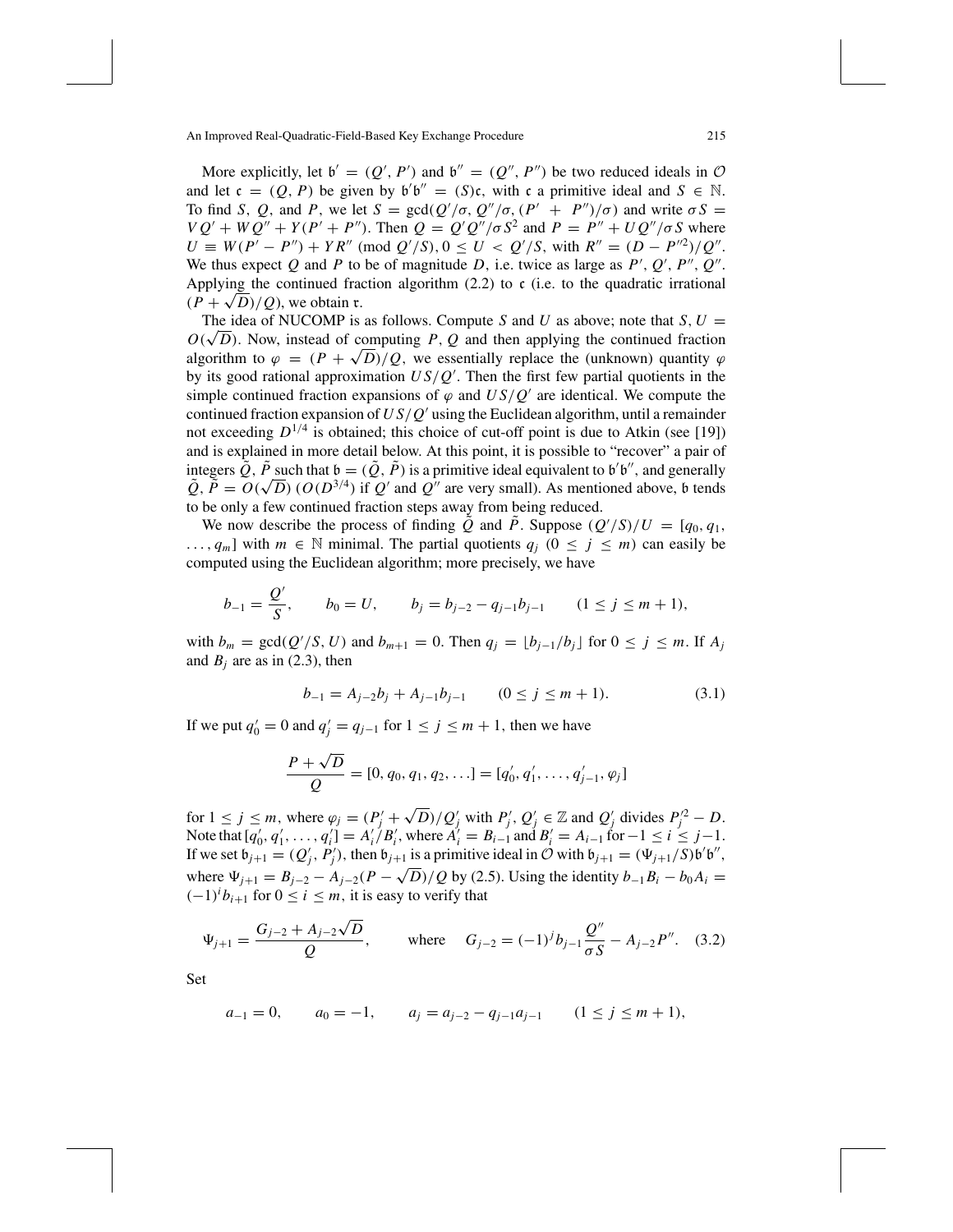More explicitly, let $\mathfrak{b}' = (Q', P')$ and $\mathfrak{b}'' = (Q'', P'')$ be two reduced ideals in $\mathcal{O}$ and let $\mathfrak{c} = (Q, P)$ be given by $\mathfrak{b}'\mathfrak{b}'' = (S)\mathfrak{c}$, with $\mathfrak{c}$ a primitive ideal and $S \in \mathbb{N}$. To find $S$, $Q$, and $P$, we let $S = \gcd(Q'/\sigma, Q''/\sigma, (P' + P'')/\sigma)$ and write $\sigma S = VQ' + WQ'' + Y(P' + P'')$. Then $Q = Q'Q''/\sigma S^2$ and $P = P'' + UQ''/\sigma S$ where $U \equiv W(P' - P'') + YR'' \pmod{Q'/S}$, $0 \le U < Q'/S$, with $R'' = (D - P''^2)/Q''$. We thus expect $Q$ and $P$ to be of magnitude $D$, i.e. twice as large as $P'$, $Q'$, $P''$, $Q''$. Applying the continued fraction algorithm (2.2) to $\mathfrak{c}$ (i.e. to the quadratic irrational $(P + \sqrt{D})/Q$), we obtain $\mathfrak{r}$.

The idea of NUCOMP is as follows. Compute $S$ and $U$ as above; note that $S, U = O(\sqrt{D})$. Now, instead of computing $P$, $Q$ and then applying the continued fraction algorithm to $\varphi = (P + \sqrt{D})/Q$, we essentially replace the (unknown) quantity $\varphi$ by its good rational approximation $US/Q'$. Then the first few partial quotients in the simple continued fraction expansions of $\varphi$ and $US/Q'$ are identical. We compute the continued fraction expansion of $US/Q'$ using the Euclidean algorithm, until a remainder not exceeding $D^{1/4}$ is obtained; this choice of cut-off point is due to Atkin (see [19]) and is explained in more detail below. At this point, it is possible to "recover" a pair of integers $\tilde{Q}$, $\tilde{P}$ such that $\mathfrak{b} = (\tilde{Q}, \tilde{P})$ is a primitive ideal equivalent to $\mathfrak{b}'\mathfrak{b}''$, and generally $\tilde{Q}, \tilde{P} = O(\sqrt{D})$ ($O(D^{3/4})$ if $Q'$ and $Q''$ are very small). As mentioned above, $\mathfrak{b}$ tends to be only a few continued fraction steps away from being reduced.

We now describe the process of finding $\tilde{Q}$ and $\tilde{P}$. Suppose $(Q'/S)/U = [q_0, q_1, \ldots, q_m]$ with $m \in \mathbb{N}$ minimal. The partial quotients $q_j$ $(0 \le j \le m)$ can easily be computed using the Euclidean algorithm; more precisely, we have

$$b_{-1} = \frac{Q'}{S}, \qquad b_0 = U, \qquad b_j = b_{j-2} - q_{j-1}b_{j-1} \qquad (1 \le j \le m+1),$$

with $b_m = \gcd(Q'/S, U)$ and $b_{m+1} = 0$. Then $q_j = \lfloor b_{j-1}/b_j \rfloor$ for $0 \le j \le m$. If $A_j$ and $B_j$ are as in (2.3), then

$$b_{-1} = A_{j-2}b_j + A_{j-1}b_{j-1} \qquad (0 \le j \le m+1). \tag{3.1}$$

If we put $q'_0 = 0$ and $q'_j = q_{j-1}$ for $1 \le j \le m+1$, then we have

$$\frac{P + \sqrt{D}}{Q} = [0, q_0, q_1, q_2, \ldots] = [q'_0, q'_1, \ldots, q'_{j-1}, \varphi_j]$$

for $1 \le j \le m$, where $\varphi_j = (P'_j + \sqrt{D})/Q'_j$ with $P'_j, Q'_j \in \mathbb{Z}$ and $Q'_j$ divides $P'^2_j - D$. Note that $[q'_0, q'_1, \ldots, q'_i] = A'_i/B'_i$, where $A'_i = B_{i-1}$ and $B'_i = A_{i-1}$ for $-1 \le i \le j-1$. If we set $\mathfrak{b}_{j+1} = (Q'_j, P'_j)$, then $\mathfrak{b}_{j+1}$ is a primitive ideal in $\mathcal{O}$ with $\mathfrak{b}_{j+1} = (\Psi_{j+1}/S)\mathfrak{b}'\mathfrak{b}''$, where $\Psi_{j+1} = B_{j-2} - A_{j-2}(P - \sqrt{D})/Q$ by (2.5). Using the identity $b_{-1}B_i - b_0A_i = (-1)^i b_{i+1}$ for $0 \le i \le m$, it is easy to verify that

$$\Psi_{j+1} = \frac{G_{j-2} + A_{j-2}\sqrt{D}}{Q}, \qquad \text{where} \quad G_{j-2} = (-1)^j b_{j-1}\frac{Q''}{\sigma S} - A_{j-2}P''. \tag{3.2}$$

Set

$$a_{-1} = 0, \qquad a_0 = -1, \qquad a_j = a_{j-2} - q_{j-1}a_{j-1} \qquad (1 \le j \le m+1),$$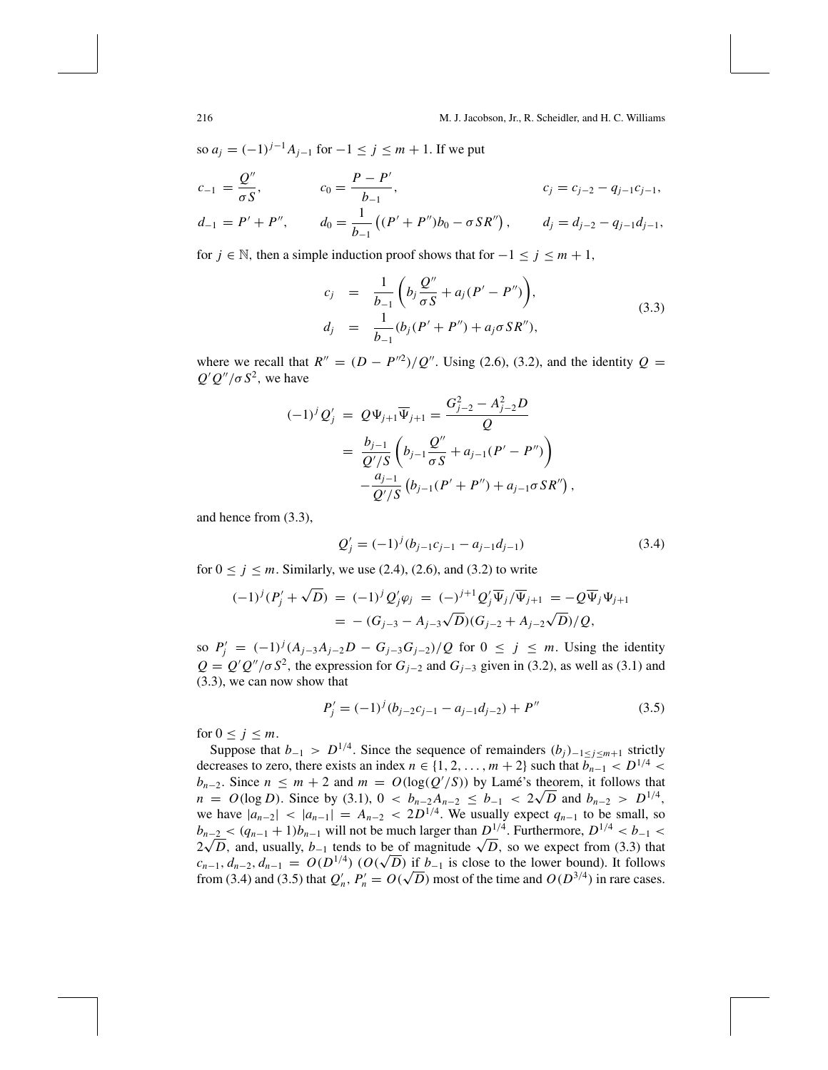so $a_j = (-1)^{j-1} A_{j-1}$ for $-1 \le j \le m+1$. If we put

$$c_{-1} = \frac{Q''}{\sigma S}, \qquad c_0 = \frac{P - P'}{b_{-1}}, \qquad c_j = c_{j-2} - q_{j-1} c_{j-1},$$

$$d_{-1} = P' + P'', \qquad d_0 = \frac{1}{b_{-1}}\left((P' + P'')b_0 - \sigma S R''\right), \qquad d_j = d_{j-2} - q_{j-1} d_{j-1},$$

for $j \in \mathbb{N}$, then a simple induction proof shows that for $-1 \le j \le m+1$,

$$\begin{aligned} c_j &= \frac{1}{b_{-1}}\left(b_j \frac{Q''}{\sigma S} + a_j(P' - P'')\right), \\ d_j &= \frac{1}{b_{-1}}(b_j(P' + P'') + a_j \sigma S R''), \end{aligned} \tag{3.3}$$

where we recall that $R'' = (D - P''^2)/Q''$. Using (2.6), (3.2), and the identity $Q = Q'Q''/\sigma S^2$, we have

$$\begin{aligned} (-1)^j Q'_j &= Q \Psi_{j+1} \overline{\Psi}_{j+1} = \frac{G_{j-2}^2 - A_{j-2}^2 D}{Q} \\ &= \frac{b_{j-1}}{Q'/S}\left(b_{j-1}\frac{Q''}{\sigma S} + a_{j-1}(P' - P'')\right) \\ &\quad - \frac{a_{j-1}}{Q'/S}\left(b_{j-1}(P' + P'') + a_{j-1}\sigma S R''\right), \end{aligned}$$

and hence from (3.3),

$$Q'_j = (-1)^j (b_{j-1} c_{j-1} - a_{j-1} d_{j-1}) \tag{3.4}$$

for $0 \le j \le m$. Similarly, we use (2.4), (2.6), and (3.2) to write

$$\begin{aligned} (-1)^j (P'_j + \sqrt{D}) &= (-1)^j Q'_j \varphi_j = (-)^{j+1} Q'_j \overline{\Psi}_j / \overline{\Psi}_{j+1} = -Q \overline{\Psi}_j \Psi_{j+1} \\ &= -(G_{j-3} - A_{j-3}\sqrt{D})(G_{j-2} + A_{j-2}\sqrt{D})/Q, \end{aligned}$$

so $P'_j = (-1)^j (A_{j-3} A_{j-2} D - G_{j-3} G_{j-2})/Q$ for $0 \le j \le m$. Using the identity $Q = Q'Q''/\sigma S^2$, the expression for $G_{j-2}$ and $G_{j-3}$ given in (3.2), as well as (3.1) and (3.3), we can now show that

$$P'_j = (-1)^j (b_{j-2} c_{j-1} - a_{j-1} d_{j-2}) + P'' \tag{3.5}$$

for $0 \le j \le m$.

Suppose that $b_{-1} > D^{1/4}$. Since the sequence of remainders $(b_j)_{-1 \le j \le m+1}$ strictly decreases to zero, there exists an index $n \in \{1, 2, \ldots, m+2\}$ such that $b_{n-1} < D^{1/4} < b_{n-2}$. Since $n \le m+2$ and $m = O(\log(Q'/S))$ by Lamé's theorem, it follows that $n = O(\log D)$. Since by (3.1), $0 < b_{n-2} A_{n-2} \le b_{-1} < 2\sqrt{D}$ and $b_{n-2} > D^{1/4}$, we have $|a_{n-2}| < |a_{n-1}| = A_{n-2} < 2D^{1/4}$. We usually expect $q_{n-1}$ to be small, so $b_{n-2} < (q_{n-1} + 1) b_{n-1}$ will not be much larger than $D^{1/4}$. Furthermore, $D^{1/4} < b_{-1} < 2\sqrt{D}$, and, usually, $b_{-1}$ tends to be of magnitude $\sqrt{D}$, so we expect from (3.3) that $c_{n-1}, d_{n-2}, d_{n-1} = O(D^{1/4})$ ($O(\sqrt{D})$ if $b_{-1}$ is close to the lower bound). It follows from (3.4) and (3.5) that $Q'_n, P'_n = O(\sqrt{D})$ most of the time and $O(D^{3/4})$ in rare cases.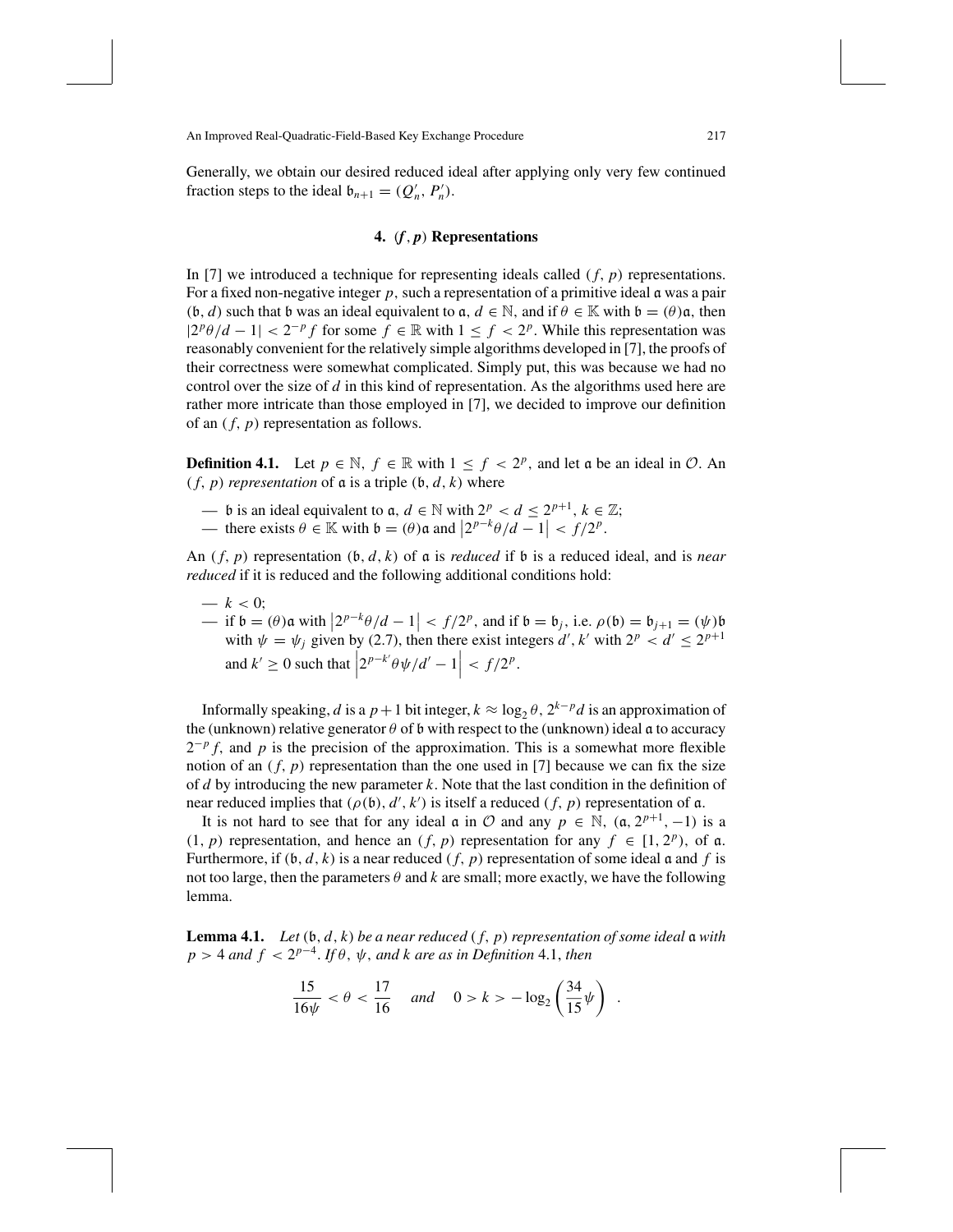Generally, we obtain our desired reduced ideal after applying only very few continued fraction steps to the ideal $\mathfrak{b}_{n+1} = (Q'_n, P'_n)$.

## 4. $(f, p)$ Representations

In [7] we introduced a technique for representing ideals called $(f, p)$ representations. For a fixed non-negative integer $p$, such a representation of a primitive ideal $\mathfrak{a}$ was a pair $(\mathfrak{b}, d)$ such that $\mathfrak{b}$ was an ideal equivalent to $\mathfrak{a}$, $d \in \mathbb{N}$, and if $\theta \in \mathbb{K}$ with $\mathfrak{b} = (\theta)\mathfrak{a}$, then $|2^p\theta/d - 1| < 2^{-p} f$ for some $f \in \mathbb{R}$ with $1 \leq f < 2^p$. While this representation was reasonably convenient for the relatively simple algorithms developed in [7], the proofs of their correctness were somewhat complicated. Simply put, this was because we had no control over the size of $d$ in this kind of representation. As the algorithms used here are rather more intricate than those employed in [7], we decided to improve our definition of an $(f, p)$ representation as follows.

**Definition 4.1.** Let $p \in \mathbb{N}$, $f \in \mathbb{R}$ with $1 \leq f < 2^p$, and let $\mathfrak{a}$ be an ideal in $\mathcal{O}$. An $(f, p)$ *representation* of $\mathfrak{a}$ is a triple $(\mathfrak{b}, d, k)$ where

- $\mathfrak{b}$ is an ideal equivalent to $\mathfrak{a}$, $d \in \mathbb{N}$ with $2^p < d \leq 2^{p+1}$, $k \in \mathbb{Z}$;
- there exists $\theta \in \mathbb{K}$ with $\mathfrak{b} = (\theta)\mathfrak{a}$ and $\left|2^{p-k}\theta/d - 1\right| < f/2^p$.

An $(f, p)$ representation $(\mathfrak{b}, d, k)$ of $\mathfrak{a}$ is *reduced* if $\mathfrak{b}$ is a reduced ideal, and is *near reduced* if it is reduced and the following additional conditions hold:

- $k < 0$;
- if $\mathfrak{b} = (\theta)\mathfrak{a}$ with $\left|2^{p-k}\theta/d - 1\right| < f/2^p$, and if $\mathfrak{b} = \mathfrak{b}_j$, i.e. $\rho(\mathfrak{b}) = \mathfrak{b}_{j+1} = (\psi)\mathfrak{b}$ with $\psi = \psi_j$ given by (2.7), then there exist integers $d', k'$ with $2^p < d' \leq 2^{p+1}$ and $k' \geq 0$ such that $\left|2^{p-k'}\theta\psi/d' - 1\right| < f/2^p$.

Informally speaking, $d$ is a $p+1$ bit integer, $k \approx \log_2 \theta$, $2^{k-p}d$ is an approximation of the (unknown) relative generator $\theta$ of $\mathfrak{b}$ with respect to the (unknown) ideal $\mathfrak{a}$ to accuracy $2^{-p} f$, and $p$ is the precision of the approximation. This is a somewhat more flexible notion of an $(f, p)$ representation than the one used in [7] because we can fix the size of $d$ by introducing the new parameter $k$. Note that the last condition in the definition of near reduced implies that $(\rho(\mathfrak{b}), d', k')$ is itself a reduced $(f, p)$ representation of $\mathfrak{a}$.

It is not hard to see that for any ideal $\mathfrak{a}$ in $\mathcal{O}$ and any $p \in \mathbb{N}$, $(\mathfrak{a}, 2^{p+1}, -1)$ is a $(1, p)$ representation, and hence an $(f, p)$ representation for any $f \in [1, 2^p)$, of $\mathfrak{a}$. Furthermore, if $(\mathfrak{b}, d, k)$ is a near reduced $(f, p)$ representation of some ideal $\mathfrak{a}$ and $f$ is not too large, then the parameters $\theta$ and $k$ are small; more exactly, we have the following lemma.

**Lemma 4.1.** *Let $(\mathfrak{b}, d, k)$ be a near reduced $(f, p)$ representation of some ideal $\mathfrak{a}$ with $p > 4$ and $f < 2^{p-4}$. If $\theta$, $\psi$, and $k$ are as in Definition 4.1, then*

$$\frac{15}{16\psi} < \theta < \frac{17}{16} \quad \textit{and} \quad 0 > k > -\log_2\left(\frac{34}{15}\psi\right) .$$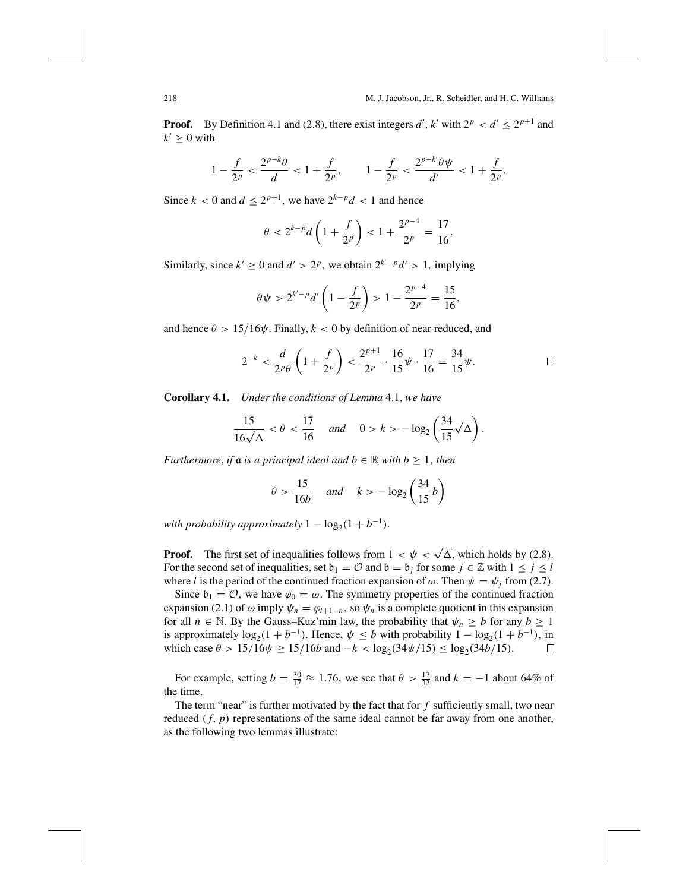**Proof.** By Definition 4.1 and (2.8), there exist integers $d'$, $k'$ with $2^p < d' \leq 2^{p+1}$ and $k' \geq 0$ with

$$1 - \frac{f}{2^p} < \frac{2^{p-k}\theta}{d} < 1 + \frac{f}{2^p}, \qquad 1 - \frac{f}{2^p} < \frac{2^{p-k'}\theta\psi}{d'} < 1 + \frac{f}{2^p}.$$

Since $k < 0$ and $d \leq 2^{p+1}$, we have $2^{k-p}d < 1$ and hence

$$\theta < 2^{k-p}d\left(1 + \frac{f}{2^p}\right) < 1 + \frac{2^{p-4}}{2^p} = \frac{17}{16}.$$

Similarly, since $k' \geq 0$ and $d' > 2^p$, we obtain $2^{k'-p}d' > 1$, implying

$$\theta\psi > 2^{k'-p}d'\left(1 - \frac{f}{2^p}\right) > 1 - \frac{2^{p-4}}{2^p} = \frac{15}{16},$$

and hence $\theta > 15/16\psi$. Finally, $k < 0$ by definition of near reduced, and

$$2^{-k} < \frac{d}{2^p\theta}\left(1 + \frac{f}{2^p}\right) < \frac{2^{p+1}}{2^p} \cdot \frac{16}{15}\psi \cdot \frac{17}{16} = \frac{34}{15}\psi. \qquad \square$$

**Corollary 4.1.** *Under the conditions of Lemma* 4.1, *we have*

$$\frac{15}{16\sqrt{\Delta}} < \theta < \frac{17}{16} \quad \textit{and} \quad 0 > k > -\log_2\left(\frac{34}{15}\sqrt{\Delta}\right).$$

*Furthermore*, *if* $\mathfrak{a}$ *is a principal ideal and* $b \in \mathbb{R}$ *with* $b \geq 1$, *then*

$$\theta > \frac{15}{16b} \quad \textit{and} \quad k > -\log_2\left(\frac{34}{15}b\right)$$

*with probability approximately* $1 - \log_2(1 + b^{-1})$.

**Proof.** The first set of inequalities follows from $1 < \psi < \sqrt{\Delta}$, which holds by (2.8). For the second set of inequalities, set $\mathfrak{b}_1 = \mathcal{O}$ and $\mathfrak{b} = \mathfrak{b}_j$ for some $j \in \mathbb{Z}$ with $1 \leq j \leq l$ where $l$ is the period of the continued fraction expansion of $\omega$. Then $\psi = \psi_j$ from (2.7).

Since $\mathfrak{b}_1 = \mathcal{O}$, we have $\varphi_0 = \omega$. The symmetry properties of the continued fraction expansion (2.1) of $\omega$ imply $\psi_n = \varphi_{l+1-n}$, so $\psi_n$ is a complete quotient in this expansion for all $n \in \mathbb{N}$. By the Gauss–Kuz'min law, the probability that $\psi_n \geq b$ for any $b \geq 1$ is approximately $\log_2(1 + b^{-1})$. Hence, $\psi \leq b$ with probability $1 - \log_2(1 + b^{-1})$, in which case $\theta > 15/16\psi \geq 15/16b$ and $-k < \log_2(34\psi/15) \leq \log_2(34b/15)$. $\square$

For example, setting $b = \frac{30}{17} \approx 1.76$, we see that $\theta > \frac{17}{32}$ and $k = -1$ about 64% of the time.

The term "near" is further motivated by the fact that for $f$ sufficiently small, two near reduced $(f, p)$ representations of the same ideal cannot be far away from one another, as the following two lemmas illustrate: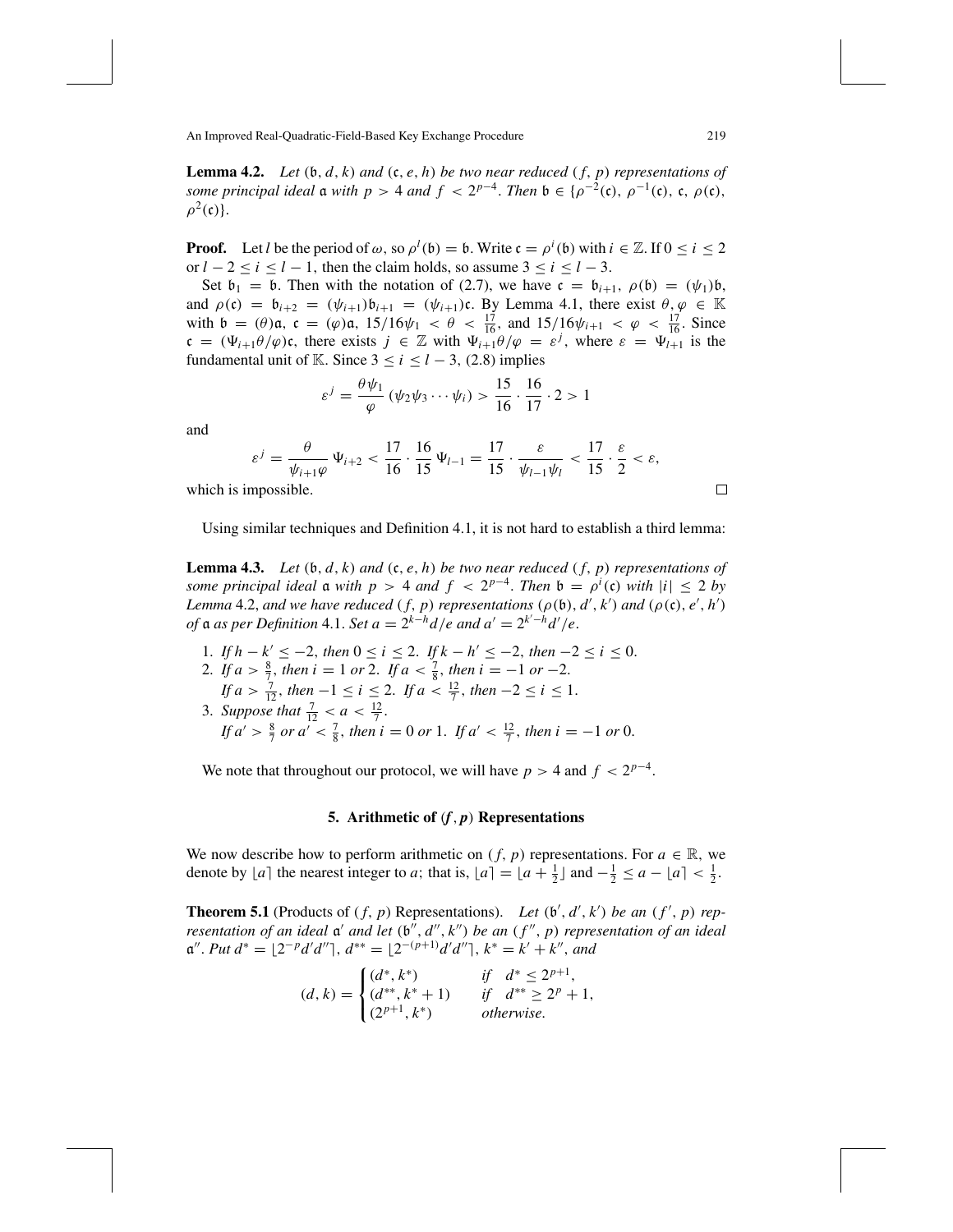**Lemma 4.2.** *Let $(\mathfrak{b}, d, k)$ and $(\mathfrak{c}, e, h)$ be two near reduced $(f, p)$ representations of some principal ideal $\mathfrak{a}$ with $p > 4$ and $f < 2^{p-4}$. Then $\mathfrak{b} \in \{\rho^{-2}(\mathfrak{c}), \rho^{-1}(\mathfrak{c}), \mathfrak{c}, \rho(\mathfrak{c}), \rho^2(\mathfrak{c})\}$.*

**Proof.** Let $l$ be the period of $\omega$, so $\rho^l(\mathfrak{b}) = \mathfrak{b}$. Write $\mathfrak{c} = \rho^i(\mathfrak{b})$ with $i \in \mathbb{Z}$. If $0 \le i \le 2$ or $l - 2 \le i \le l - 1$, then the claim holds, so assume $3 \le i \le l - 3$.

Set $\mathfrak{b}_1 = \mathfrak{b}$. Then with the notation of (2.7), we have $\mathfrak{c} = \mathfrak{b}_{i+1}$, $\rho(\mathfrak{b}) = (\psi_1)\mathfrak{b}$, and $\rho(\mathfrak{c}) = \mathfrak{b}_{i+2} = (\psi_{i+1})\mathfrak{b}_{i+1} = (\psi_{i+1})\mathfrak{c}$. By Lemma 4.1, there exist $\theta, \varphi \in \mathbb{K}$ with $\mathfrak{b} = (\theta)\mathfrak{a}$, $\mathfrak{c} = (\varphi)\mathfrak{a}$, $15/16\psi_1 < \theta < \frac{17}{16}$, and $15/16\psi_{i+1} < \varphi < \frac{17}{16}$. Since $\mathfrak{c} = (\Psi_{i+1}\theta/\varphi)\mathfrak{c}$, there exists $j \in \mathbb{Z}$ with $\Psi_{i+1}\theta/\varphi = \varepsilon^j$, where $\varepsilon = \Psi_{l+1}$ is the fundamental unit of $\mathbb{K}$. Since $3 \le i \le l - 3$, (2.8) implies

$$\varepsilon^j = \frac{\theta\psi_1}{\varphi}\,(\psi_2\psi_3\cdots\psi_i) > \frac{15}{16}\cdot\frac{16}{17}\cdot 2 > 1$$

and

$$\varepsilon^j = \frac{\theta}{\psi_{i+1}\varphi}\,\Psi_{i+2} < \frac{17}{16}\cdot\frac{16}{15}\,\Psi_{l-1} = \frac{17}{15}\cdot\frac{\varepsilon}{\psi_{l-1}\psi_l} < \frac{17}{15}\cdot\frac{\varepsilon}{2} < \varepsilon,$$

which is impossible. □

Using similar techniques and Definition 4.1, it is not hard to establish a third lemma:

**Lemma 4.3.** *Let $(\mathfrak{b}, d, k)$ and $(\mathfrak{c}, e, h)$ be two near reduced $(f, p)$ representations of some principal ideal $\mathfrak{a}$ with $p > 4$ and $f < 2^{p-4}$. Then $\mathfrak{b} = \rho^i(\mathfrak{c})$ with $|i| \le 2$ by Lemma 4.2, and we have reduced $(f, p)$ representations $(\rho(\mathfrak{b}), d', k')$ and $(\rho(\mathfrak{c}), e', h')$ of $\mathfrak{a}$ as per Definition 4.1. Set $a = 2^{k-h}d/e$ and $a' = 2^{k'-h}d'/e$.*

1. *If $h - k' \le -2$, then $0 \le i \le 2$. If $k - h' \le -2$, then $-2 \le i \le 0$.*
2. *If $a > \frac{8}{7}$, then $i = 1$ or $2$. If $a < \frac{7}{8}$, then $i = -1$ or $-2$.*
   *If $a > \frac{7}{12}$, then $-1 \le i \le 2$. If $a < \frac{12}{7}$, then $-2 \le i \le 1$.*
3. *Suppose that $\frac{7}{12} < a < \frac{12}{7}$.*
   *If $a' > \frac{8}{7}$ or $a' < \frac{7}{8}$, then $i = 0$ or $1$. If $a' < \frac{12}{7}$, then $i = -1$ or $0$.*

We note that throughout our protocol, we will have $p > 4$ and $f < 2^{p-4}$.

## 5. Arithmetic of $(f, p)$ Representations

We now describe how to perform arithmetic on $(f, p)$ representations. For $a \in \mathbb{R}$, we denote by $\lfloor a \rceil$ the nearest integer to $a$; that is, $\lfloor a \rceil = \lfloor a + \frac{1}{2} \rfloor$ and $-\frac{1}{2} \le a - \lfloor a \rceil < \frac{1}{2}$.

**Theorem 5.1** (Products of $(f, p)$ Representations). *Let $(\mathfrak{b}', d', k')$ be an $(f', p)$ representation of an ideal $\mathfrak{a}'$ and let $(\mathfrak{b}'', d'', k'')$ be an $(f'', p)$ representation of an ideal $\mathfrak{a}''$. Put $d^* = \lfloor 2^{-p}d'd'' \rceil$, $d^{**} = \lfloor 2^{-(p+1)}d'd'' \rceil$, $k^* = k' + k''$, and*

$$(d, k) = \begin{cases} (d^*, k^*) & \text{if} \quad d^* \le 2^{p+1}, \\ (d^{**}, k^* + 1) & \text{if} \quad d^{**} \ge 2^p + 1, \\ (2^{p+1}, k^*) & \text{otherwise}. \end{cases}$$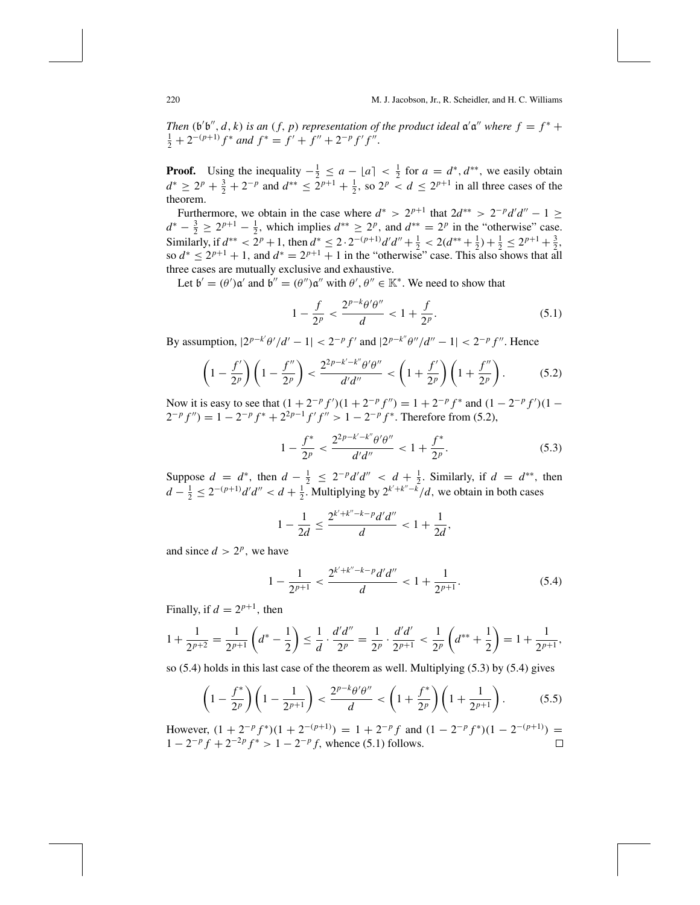*Then* $(\mathfrak{b}'\mathfrak{b}'', d, k)$ *is an* $(f, p)$ *representation of the product ideal* $\mathfrak{a}'\mathfrak{a}''$ *where* $f = f^* + \frac{1}{2} + 2^{-(p+1)} f^*$ *and* $f^* = f' + f'' + 2^{-p} f' f''$.

**Proof.** Using the inequality $-\frac{1}{2} \le a - \lfloor a \rceil < \frac{1}{2}$ for $a = d^*, d^{**}$, we easily obtain $d^* \ge 2^p + \frac{3}{2} + 2^{-p}$ and $d^{**} \le 2^{p+1} + \frac{1}{2}$, so $2^p < d \le 2^{p+1}$ in all three cases of the theorem.

Furthermore, we obtain in the case where $d^* > 2^{p+1}$ that $2d^{**} > 2^{-p} d'd'' - 1 \ge d^* - \frac{3}{2} \ge 2^{p+1} - \frac{1}{2}$, which implies $d^{**} \ge 2^p$, and $d^{**} = 2^p$ in the "otherwise" case. Similarly, if $d^{**} < 2^p + 1$, then $d^* \le 2 \cdot 2^{-(p+1)} d'd'' + \frac{1}{2} < 2(d^{**} + \frac{1}{2}) + \frac{1}{2} \le 2^{p+1} + \frac{3}{2}$, so $d^* \le 2^{p+1} + 1$, and $d^* = 2^{p+1} + 1$ in the "otherwise" case. This also shows that all three cases are mutually exclusive and exhaustive.

Let $\mathfrak{b}' = (\theta')\mathfrak{a}'$ and $\mathfrak{b}'' = (\theta'')\mathfrak{a}''$ with $\theta', \theta'' \in \mathbb{K}^*$. We need to show that

$$1 - \frac{f}{2^p} < \frac{2^{p-k}\theta'\theta''}{d} < 1 + \frac{f}{2^p}. \tag{5.1}$$

By assumption, $|2^{p-k'}\theta'/d' - 1| < 2^{-p} f'$ and $|2^{p-k''}\theta''/d'' - 1| < 2^{-p} f''$. Hence

$$\left(1 - \frac{f'}{2^p}\right)\left(1 - \frac{f''}{2^p}\right) < \frac{2^{2p-k'-k''}\theta'\theta''}{d'd''} < \left(1 + \frac{f'}{2^p}\right)\left(1 + \frac{f''}{2^p}\right). \tag{5.2}$$

Now it is easy to see that $(1 + 2^{-p} f')(1 + 2^{-p} f'') = 1 + 2^{-p} f^*$ and $(1 - 2^{-p} f')(1 - 2^{-p} f'') = 1 - 2^{-p} f^* + 2^{2p-1} f' f'' > 1 - 2^{-p} f^*$. Therefore from (5.2),

$$1 - \frac{f^*}{2^p} < \frac{2^{2p-k'-k''}\theta'\theta''}{d'd''} < 1 + \frac{f^*}{2^p}. \tag{5.3}$$

Suppose $d = d^*$, then $d - \frac{1}{2} \le 2^{-p} d'd'' < d + \frac{1}{2}$. Similarly, if $d = d^{**}$, then $d - \frac{1}{2} \le 2^{-(p+1)} d'd'' < d + \frac{1}{2}$. Multiplying by $2^{k'+k''-k}/d$, we obtain in both cases

$$1 - \frac{1}{2d} \le \frac{2^{k'+k''-k-p} d'd''}{d} < 1 + \frac{1}{2d},$$

and since $d > 2^p$, we have

$$1 - \frac{1}{2^{p+1}} < \frac{2^{k'+k''-k-p} d'd''}{d} < 1 + \frac{1}{2^{p+1}}. \tag{5.4}$$

Finally, if $d = 2^{p+1}$, then

$$1 + \frac{1}{2^{p+2}} = \frac{1}{2^{p+1}}\left(d^* - \frac{1}{2}\right) \le \frac{1}{d} \cdot \frac{d'd''}{2^p} = \frac{1}{2^p} \cdot \frac{d'd'}{2^{p+1}} < \frac{1}{2^p}\left(d^{**} + \frac{1}{2}\right) = 1 + \frac{1}{2^{p+1}},$$

so (5.4) holds in this last case of the theorem as well. Multiplying (5.3) by (5.4) gives

$$\left(1 - \frac{f^*}{2^p}\right)\left(1 - \frac{1}{2^{p+1}}\right) < \frac{2^{p-k}\theta'\theta''}{d} < \left(1 + \frac{f^*}{2^p}\right)\left(1 + \frac{1}{2^{p+1}}\right). \tag{5.5}$$

However, $(1 + 2^{-p} f^*)(1 + 2^{-(p+1)}) = 1 + 2^{-p} f$ and $(1 - 2^{-p} f^*)(1 - 2^{-(p+1)}) = 1 - 2^{-p} f + 2^{-2p} f^* > 1 - 2^{-p} f$, whence (5.1) follows. □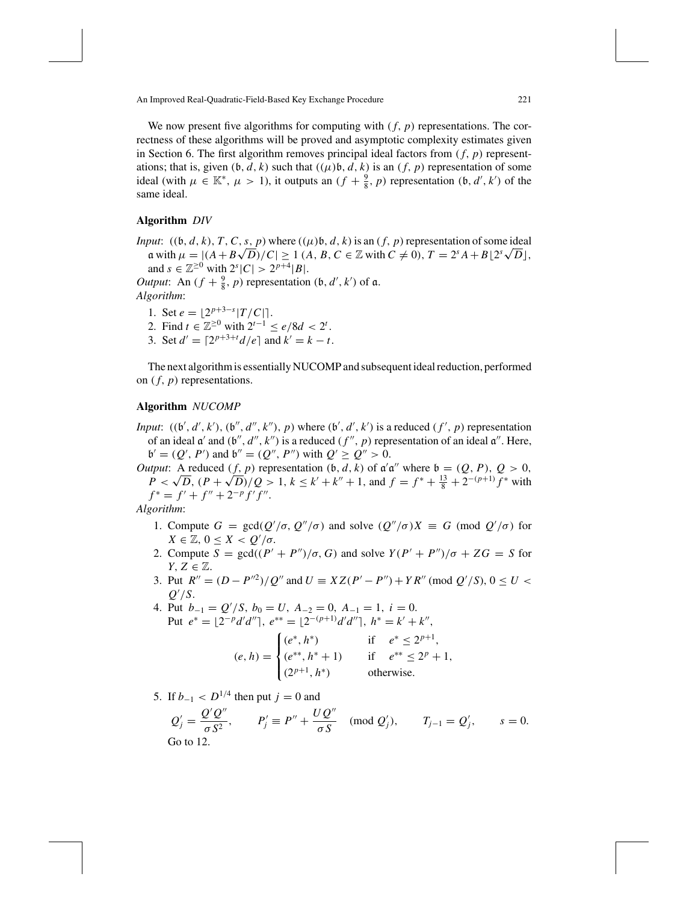We now present five algorithms for computing with $(f, p)$ representations. The correctness of these algorithms will be proved and asymptotic complexity estimates given in Section 6. The first algorithm removes principal ideal factors from $(f, p)$ representations; that is, given $(\mathfrak{b}, d, k)$ such that $((\mu)\mathfrak{b}, d, k)$ is an $(f, p)$ representation of some ideal (with $\mu \in \mathbb{K}^*$, $\mu > 1$), it outputs an $(f + \frac{9}{8}, p)$ representation $(\mathfrak{b}, d', k')$ of the same ideal.

### Algorithm *DIV*

*Input*: $((\mathfrak{b}, d, k), T, C, s, p)$ where $((\mu)\mathfrak{b}, d, k)$ is an $(f, p)$ representation of some ideal $\mathfrak{a}$ with $\mu = |(A + B\sqrt{D})/C| \geq 1$ ($A, B, C \in \mathbb{Z}$ with $C \neq 0$), $T = 2^s A + B\lfloor 2^s\sqrt{D}\rfloor$, and $s \in \mathbb{Z}^{\geq 0}$ with $2^s|C| > 2^{p+4}|B|$.

*Output*: An $(f + \frac{9}{8}, p)$ representation $(\mathfrak{b}, d', k')$ of $\mathfrak{a}$.

*Algorithm*:

1. Set $e = \lfloor 2^{p+3-s}|T/C|\rceil$.
2. Find $t \in \mathbb{Z}^{\geq 0}$ with $2^{t-1} \leq e/8d < 2^t$.
3. Set $d' = \lceil 2^{p+3+t}d/e\rceil$ and $k' = k - t$.

The next algorithm is essentially NUCOMP and subsequent ideal reduction, performed on $(f, p)$ representations.

### Algorithm *NUCOMP*

*Input*: $((\mathfrak{b}', d', k'), (\mathfrak{b}'', d'', k''), p)$ where $(\mathfrak{b}', d', k')$ is a reduced $(f', p)$ representation of an ideal $\mathfrak{a}'$ and $(\mathfrak{b}'', d'', k'')$ is a reduced $(f'', p)$ representation of an ideal $\mathfrak{a}''$. Here, $\mathfrak{b}' = (Q', P')$ and $\mathfrak{b}'' = (Q'', P'')$ with $Q' \geq Q'' > 0$.

*Output*: A reduced $(f, p)$ representation $(\mathfrak{b}, d, k)$ of $\mathfrak{a}'\mathfrak{a}''$ where $\mathfrak{b} = (Q, P)$, $Q > 0$, $P < \sqrt{D}$, $(P + \sqrt{D})/Q > 1$, $k \leq k' + k'' + 1$, and $f = f^* + \frac{13}{8} + 2^{-(p+1)}f^*$ with $f^* = f' + f'' + 2^{-p}f'f''$.

*Algorithm*:

1. Compute $G = \gcd(Q'/\sigma, Q''/\sigma)$ and solve $(Q''/\sigma)X \equiv G \pmod{Q'/\sigma}$ for $X \in \mathbb{Z}$, $0 \leq X < Q'/\sigma$.
2. Compute $S = \gcd((P' + P'')/\sigma, G)$ and solve $Y(P' + P'')/\sigma + ZG = S$ for $Y, Z \in \mathbb{Z}$.
3. Put $R'' = (D - P''^2)/Q''$ and $U \equiv XZ(P' - P'') + YR'' \pmod{Q'/S}$, $0 \leq U < Q'/S$.
4. Put $b_{-1} = Q'/S$, $b_0 = U$, $A_{-2} = 0$, $A_{-1} = 1$, $i = 0$.
   Put $e^* = \lfloor 2^{-p}d'd''\rceil$, $e^{**} = \lfloor 2^{-(p+1)}d'd''\rceil$, $h^* = k' + k''$,
$$(e, h) = \begin{cases} (e^*, h^*) & \text{if} \quad e^* \leq 2^{p+1}, \\ (e^{**}, h^* + 1) & \text{if} \quad e^{**} \leq 2^p + 1, \\ (2^{p+1}, h^*) & \text{otherwise.} \end{cases}$$
5. If $b_{-1} < D^{1/4}$ then put $j = 0$ and
$$Q'_j = \frac{Q'Q''}{\sigma S^2}, \qquad P'_j \equiv P'' + \frac{UQ''}{\sigma S} \pmod{Q'_j}, \qquad T_{j-1} = Q'_j, \qquad s = 0.$$
   Go to 12.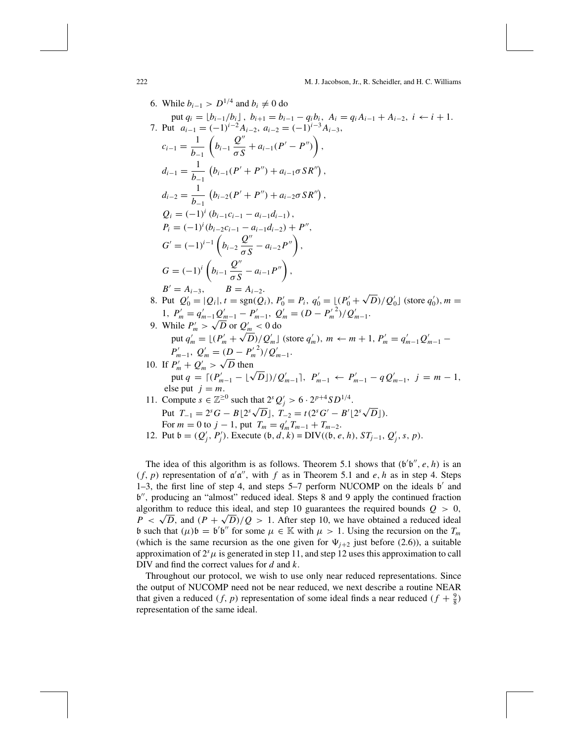6. While $b_{i-1} > D^{1/4}$ and $b_i \neq 0$ do

   put $q_i = \lfloor b_{i-1}/b_i \rfloor$, $b_{i+1} = b_{i-1} - q_i b_i$, $A_i = q_i A_{i-1} + A_{i-2}$, $i \leftarrow i+1$.

7. Put $a_{i-1} = (-1)^{i-2} A_{i-2}$, $a_{i-2} = (-1)^{i-3} A_{i-3}$,

$$c_{i-1} = \frac{1}{b_{-1}} \left( b_{i-1} \frac{Q''}{\sigma S} + a_{i-1}(P' - P'') \right),$$

$$d_{i-1} = \frac{1}{b_{-1}} \left( b_{i-1}(P' + P'') + a_{i-1}\sigma S R'' \right),$$

$$d_{i-2} = \frac{1}{b_{-1}} \left( b_{i-2}(P' + P'') + a_{i-2}\sigma S R'' \right),$$

$$Q_i = (-1)^i \left( b_{i-1}c_{i-1} - a_{i-1}d_{i-1} \right),$$

$$P_i = (-1)^i (b_{i-2}c_{i-1} - a_{i-1}d_{i-2}) + P'',$$

$$G' = (-1)^{i-1} \left( b_{i-2} \frac{Q''}{\sigma S} - a_{i-2}P'' \right),$$

$$G = (-1)^i \left( b_{i-1} \frac{Q''}{\sigma S} - a_{i-1}P'' \right),$$

$$B' = A_{i-3}, \qquad B = A_{i-2}.$$

8. Put $Q'_0 = |Q_i|$, $t = \text{sgn}(Q_i)$, $P'_0 = P_i$, $q'_0 = \lfloor (P'_0 + \sqrt{D})/Q'_0 \rfloor$ (store $q'_0$), $m = 1$, $P'_m = q'_{m-1}Q'_{m-1} - P'_{m-1}$, $Q'_m = (D - {P'_m}^2)/Q'_{m-1}$.

9. While $P'_m > \sqrt{D}$ or $Q'_m < 0$ do

   put $q'_m = \lfloor (P'_m + \sqrt{D})/Q'_m \rfloor$ (store $q'_m$), $m \leftarrow m+1$, $P'_m = q'_{m-1}Q'_{m-1} - P'_{m-1}$, $Q'_m = (D - {P'_m}^2)/Q'_{m-1}$.

10. If $P'_m + Q'_m > \sqrt{D}$ then

    put $q = \lceil (P'_{m-1} - \lfloor \sqrt{D} \rfloor)/Q'_{m-1} \rceil$, $P'_{m-1} \leftarrow P'_{m-1} - qQ'_{m-1}$, $j = m-1$,

    else put $j = m$.

11. Compute $s \in \mathbb{Z}^{\geq 0}$ such that $2^s Q'_j > 6 \cdot 2^{p+4} S D^{1/4}$.

    Put $T_{-1} = 2^s G - B\lfloor 2^s\sqrt{D} \rfloor$, $T_{-2} = t(2^s G' - B'\lfloor 2^s\sqrt{D} \rfloor)$.

    For $m = 0$ to $j-1$, put $T_m = q'_m T_{m-1} + T_{m-2}$.

12. Put $\mathfrak{b} = (Q'_j, P'_j)$. Execute $(\mathfrak{b}, d, k) = \text{DIV}((\mathfrak{b}, e, h), ST_{j-1}, Q'_j, s, p)$.

The idea of this algorithm is as follows. Theorem 5.1 shows that $(\mathfrak{b}'\mathfrak{b}'', e, h)$ is an $(f, p)$ representation of $\mathfrak{a}'\mathfrak{a}''$, with $f$ as in Theorem 5.1 and $e, h$ as in step 4. Steps 1–3, the first line of step 4, and steps 5–7 perform NUCOMP on the ideals $\mathfrak{b}'$ and $\mathfrak{b}''$, producing an "almost" reduced ideal. Steps 8 and 9 apply the continued fraction algorithm to reduce this ideal, and step 10 guarantees the required bounds $Q > 0$, $P < \sqrt{D}$, and $(P + \sqrt{D})/Q > 1$. After step 10, we have obtained a reduced ideal $\mathfrak{b}$ such that $(\mu)\mathfrak{b} = \mathfrak{b}'\mathfrak{b}''$ for some $\mu \in \mathbb{K}$ with $\mu > 1$. Using the recursion on the $T_m$ (which is the same recursion as the one given for $\Psi_{j+2}$ just before (2.6)), a suitable approximation of $2^s\mu$ is generated in step 11, and step 12 uses this approximation to call DIV and find the correct values for $d$ and $k$.

Throughout our protocol, we wish to use only near reduced representations. Since the output of NUCOMP need not be near reduced, we next describe a routine NEAR that given a reduced $(f, p)$ representation of some ideal finds a near reduced $(f + \frac{9}{8})$ representation of the same ideal.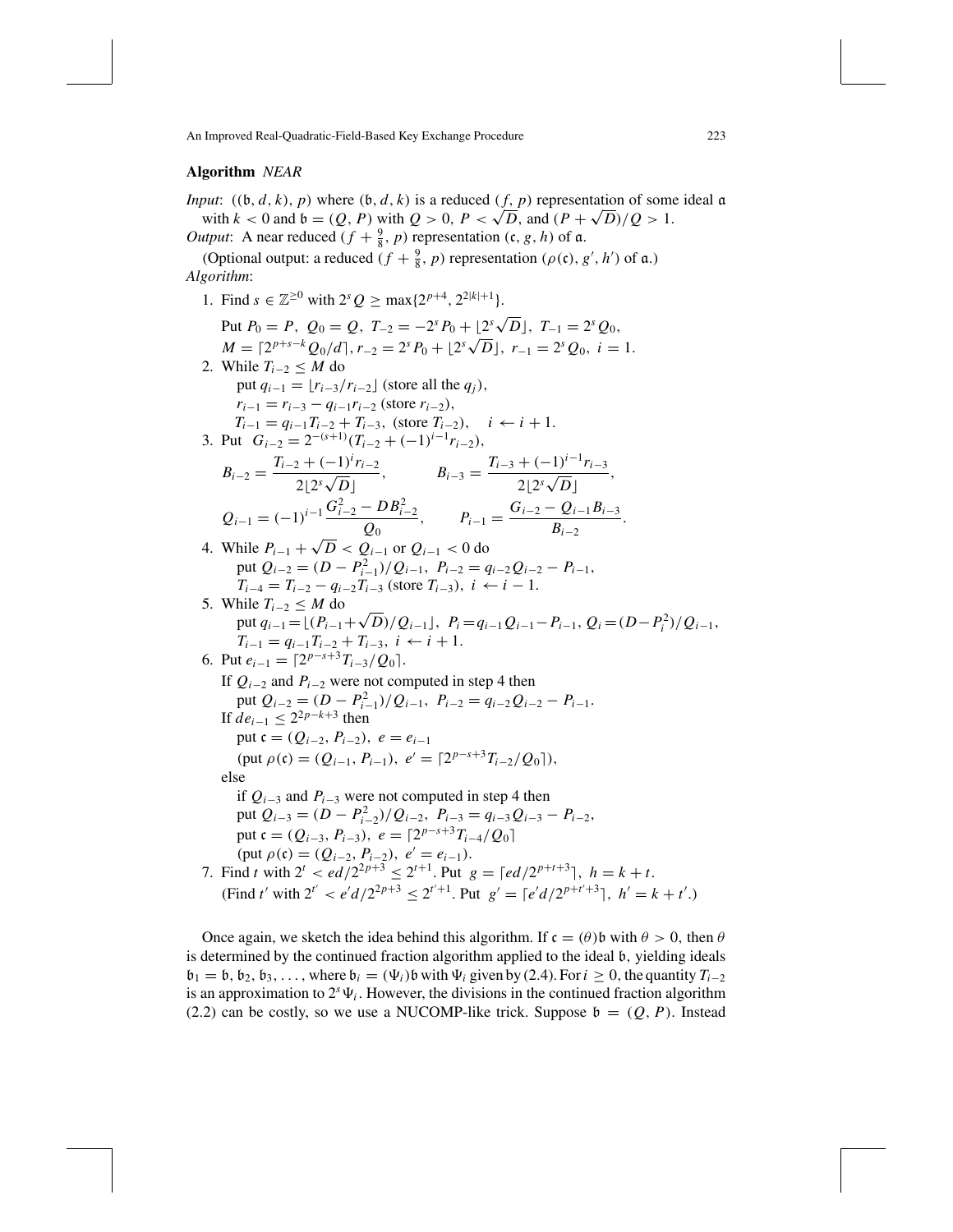**Algorithm** *NEAR*

*Input*: $((\mathfrak{b}, d, k), p)$ where $(\mathfrak{b}, d, k)$ is a reduced $(f, p)$ representation of some ideal $\mathfrak{a}$ with $k < 0$ and $\mathfrak{b} = (Q, P)$ with $Q > 0$, $P < \sqrt{D}$, and $(P + \sqrt{D})/Q > 1$.

*Output*: A near reduced $(f + \frac{9}{8}, p)$ representation $(\mathfrak{c}, g, h)$ of $\mathfrak{a}$.

(Optional output: a reduced $(f + \frac{9}{8}, p)$ representation $(\rho(\mathfrak{c}), g', h')$ of $\mathfrak{a}$.)

*Algorithm*:

1. Find $s \in \mathbb{Z}^{\geq 0}$ with $2^s Q \geq \max\{2^{p+4}, 2^{2|k|+1}\}$.

   Put $P_0 = P$, $Q_0 = Q$, $T_{-2} = -2^s P_0 + \lfloor 2^s\sqrt{D} \rfloor$, $T_{-1} = 2^s Q_0$, $M = \lceil 2^{p+s-k} Q_0/d \rceil$, $r_{-2} = 2^s P_0 + \lfloor 2^s \sqrt{D} \rfloor$, $r_{-1} = 2^s Q_0$, $i = 1$.
2. While $T_{i-2} \leq M$ do

   put $q_{i-1} = \lfloor r_{i-3}/r_{i-2} \rfloor$ (store all the $q_j$),

   $r_{i-1} = r_{i-3} - q_{i-1} r_{i-2}$ (store $r_{i-2}$),

   $T_{i-1} = q_{i-1} T_{i-2} + T_{i-3}$, (store $T_{i-2}$), $\quad i \leftarrow i + 1$.
3. Put $G_{i-2} = 2^{-(s+1)}(T_{i-2} + (-1)^{i-1} r_{i-2})$,

   $$B_{i-2} = \frac{T_{i-2} + (-1)^i r_{i-2}}{2\lfloor 2^s \sqrt{D} \rfloor}, \qquad B_{i-3} = \frac{T_{i-3} + (-1)^{i-1} r_{i-3}}{2\lfloor 2^s \sqrt{D} \rfloor},$$

   $$Q_{i-1} = (-1)^{i-1} \frac{G_{i-2}^2 - D B_{i-2}^2}{Q_0}, \qquad P_{i-1} = \frac{G_{i-2} - Q_{i-1} B_{i-3}}{B_{i-2}}.$$
4. While $P_{i-1} + \sqrt{D} < Q_{i-1}$ or $Q_{i-1} < 0$ do

   put $Q_{i-2} = (D - P_{i-1}^2)/Q_{i-1}$, $P_{i-2} = q_{i-2} Q_{i-2} - P_{i-1}$,

   $T_{i-4} = T_{i-2} - q_{i-2} T_{i-3}$ (store $T_{i-3}$), $i \leftarrow i - 1$.
5. While $T_{i-2} \leq M$ do

   put $q_{i-1} = \lfloor (P_{i-1} + \sqrt{D})/Q_{i-1} \rfloor$, $P_i = q_{i-1} Q_{i-1} - P_{i-1}$, $Q_i = (D - P_i^2)/Q_{i-1}$,

   $T_{i-1} = q_{i-1} T_{i-2} + T_{i-3}$, $i \leftarrow i + 1$.
6. Put $e_{i-1} = \lceil 2^{p-s+3} T_{i-3}/Q_0 \rceil$.

   If $Q_{i-2}$ and $P_{i-2}$ were not computed in step 4 then

   put $Q_{i-2} = (D - P_{i-1}^2)/Q_{i-1}$, $P_{i-2} = q_{i-2} Q_{i-2} - P_{i-1}$.

   If $de_{i-1} \leq 2^{2p-k+3}$ then

   put $\mathfrak{c} = (Q_{i-2}, P_{i-2})$, $e = e_{i-1}$

   (put $\rho(\mathfrak{c}) = (Q_{i-1}, P_{i-1})$, $e' = \lceil 2^{p-s+3} T_{i-2}/Q_0 \rceil$),

   else

   if $Q_{i-3}$ and $P_{i-3}$ were not computed in step 4 then

   put $Q_{i-3} = (D - P_{i-2}^2)/Q_{i-2}$, $P_{i-3} = q_{i-3} Q_{i-3} - P_{i-2}$,

   put $\mathfrak{c} = (Q_{i-3}, P_{i-3})$, $e = \lceil 2^{p-s+3} T_{i-4}/Q_0 \rceil$

   (put $\rho(\mathfrak{c}) = (Q_{i-2}, P_{i-2})$, $e' = e_{i-1}$).
7. Find $t$ with $2^t < ed/2^{2p+3} \leq 2^{t+1}$. Put $g = \lceil ed/2^{p+t+3} \rceil$, $h = k + t$.

   (Find $t'$ with $2^{t'} < e'd/2^{2p+3} \leq 2^{t'+1}$. Put $g' = \lceil e'd/2^{p+t'+3} \rceil$, $h' = k + t'$.)

Once again, we sketch the idea behind this algorithm. If $\mathfrak{c} = (\theta)\mathfrak{b}$ with $\theta > 0$, then $\theta$ is determined by the continued fraction algorithm applied to the ideal $\mathfrak{b}$, yielding ideals $\mathfrak{b}_1 = \mathfrak{b}, \mathfrak{b}_2, \mathfrak{b}_3, \ldots$, where $\mathfrak{b}_i = (\Psi_i)\mathfrak{b}$ with $\Psi_i$ given by (2.4). For $i \geq 0$, the quantity $T_{i-2}$ is an approximation to $2^s \Psi_i$. However, the divisions in the continued fraction algorithm (2.2) can be costly, so we use a NUCOMP-like trick. Suppose $\mathfrak{b} = (Q, P)$. Instead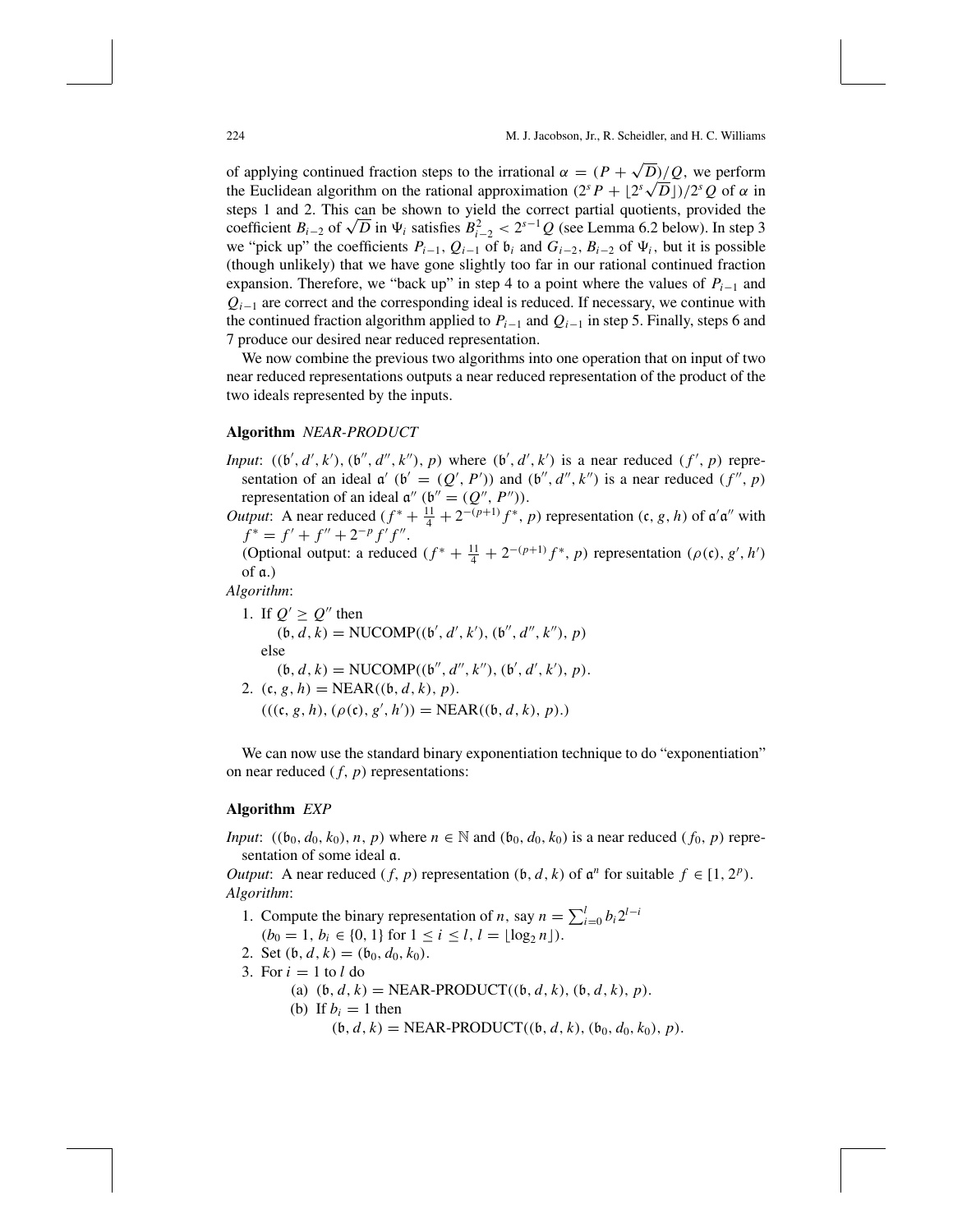of applying continued fraction steps to the irrational $\alpha = (P + \sqrt{D})/Q$, we perform the Euclidean algorithm on the rational approximation $(2^s P + \lfloor 2^s \sqrt{D} \rfloor)/2^s Q$ of $\alpha$ in steps 1 and 2. This can be shown to yield the correct partial quotients, provided the coefficient $B_{i-2}$ of $\sqrt{D}$ in $\Psi_i$ satisfies $B_{i-2}^2 < 2^{s-1}Q$ (see Lemma 6.2 below). In step 3 we "pick up" the coefficients $P_{i-1}$, $Q_{i-1}$ of $\mathfrak{b}_i$ and $G_{i-2}$, $B_{i-2}$ of $\Psi_i$, but it is possible (though unlikely) that we have gone slightly too far in our rational continued fraction expansion. Therefore, we "back up" in step 4 to a point where the values of $P_{i-1}$ and $Q_{i-1}$ are correct and the corresponding ideal is reduced. If necessary, we continue with the continued fraction algorithm applied to $P_{i-1}$ and $Q_{i-1}$ in step 5. Finally, steps 6 and 7 produce our desired near reduced representation.

We now combine the previous two algorithms into one operation that on input of two near reduced representations outputs a near reduced representation of the product of the two ideals represented by the inputs.

**Algorithm** *NEAR-PRODUCT*

*Input*: $((\mathfrak{b}', d', k'), (\mathfrak{b}'', d'', k''), p)$ where $(\mathfrak{b}', d', k')$ is a near reduced $(f', p)$ representation of an ideal $\mathfrak{a}'$ ($\mathfrak{b}' = (Q', P')$) and $(\mathfrak{b}'', d'', k'')$ is a near reduced $(f'', p)$ representation of an ideal $\mathfrak{a}''$ ($\mathfrak{b}'' = (Q'', P'')$).

*Output*: A near reduced $(f^* + \frac{11}{4} + 2^{-(p+1)} f^*, p)$ representation $(\mathfrak{c}, g, h)$ of $\mathfrak{a}'\mathfrak{a}''$ with $f^* = f' + f'' + 2^{-p} f' f''$.

(Optional output: a reduced $(f^* + \frac{11}{4} + 2^{-(p+1)} f^*, p)$ representation $(\rho(\mathfrak{c}), g', h')$ of $\mathfrak{a}$.)

*Algorithm*:

1. If $Q' \geq Q''$ then
   $(\mathfrak{b}, d, k) = \text{NUCOMP}((\mathfrak{b}', d', k'), (\mathfrak{b}'', d'', k''), p)$
   else
   $(\mathfrak{b}, d, k) = \text{NUCOMP}((\mathfrak{b}'', d'', k''), (\mathfrak{b}', d', k'), p)$.
2. $(\mathfrak{c}, g, h) = \text{NEAR}((\mathfrak{b}, d, k), p)$.
   $(((\mathfrak{c}, g, h), (\rho(\mathfrak{c}), g', h')) = \text{NEAR}((\mathfrak{b}, d, k), p)$.)

We can now use the standard binary exponentiation technique to do "exponentiation" on near reduced $(f, p)$ representations:

**Algorithm** *EXP*

*Input*: $((\mathfrak{b}_0, d_0, k_0), n, p)$ where $n \in \mathbb{N}$ and $(\mathfrak{b}_0, d_0, k_0)$ is a near reduced $(f_0, p)$ representation of some ideal $\mathfrak{a}$.

*Output*: A near reduced $(f, p)$ representation $(\mathfrak{b}, d, k)$ of $\mathfrak{a}^n$ for suitable $f \in [1, 2^p)$.

*Algorithm*:

1. Compute the binary representation of $n$, say $n = \sum_{i=0}^{l} b_i 2^{l-i}$
   ($b_0 = 1$, $b_i \in \{0, 1\}$ for $1 \leq i \leq l$, $l = \lfloor \log_2 n \rfloor$).
2. Set $(\mathfrak{b}, d, k) = (\mathfrak{b}_0, d_0, k_0)$.
3. For $i = 1$ to $l$ do
   (a) $(\mathfrak{b}, d, k) = \text{NEAR-PRODUCT}((\mathfrak{b}, d, k), (\mathfrak{b}, d, k), p)$.
   (b) If $b_i = 1$ then
   $(\mathfrak{b}, d, k) = \text{NEAR-PRODUCT}((\mathfrak{b}, d, k), (\mathfrak{b}_0, d_0, k_0), p)$.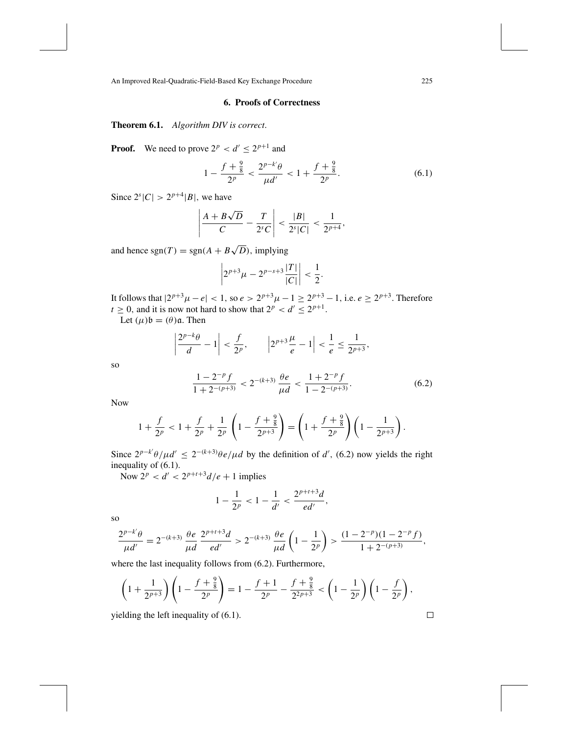## 6. Proofs of Correctness

**Theorem 6.1.** *Algorithm DIV is correct.*

**Proof.** We need to prove $2^p < d' \leq 2^{p+1}$ and

$$1 - \frac{f + \frac{9}{8}}{2^p} < \frac{2^{p-k'}\theta}{\mu d'} < 1 + \frac{f + \frac{9}{8}}{2^p}. \tag{6.1}$$

Since $2^s|C| > 2^{p+4}|B|$, we have

$$\left| \frac{A + B\sqrt{D}}{C} - \frac{T}{2^s C} \right| < \frac{|B|}{2^s|C|} < \frac{1}{2^{p+4}},$$

and hence $\operatorname{sgn}(T) = \operatorname{sgn}(A + B\sqrt{D})$, implying

$$\left| 2^{p+3}\mu - 2^{p-s+3}\frac{|T|}{|C|} \right| < \frac{1}{2}.$$

It follows that $|2^{p+3}\mu - e| < 1$, so $e > 2^{p+3}\mu - 1 \geq 2^{p+3} - 1$, i.e. $e \geq 2^{p+3}$. Therefore $t \geq 0$, and it is now not hard to show that $2^p < d' \leq 2^{p+1}$.

Let $(\mu)\mathfrak{b} = (\theta)\mathfrak{a}$. Then

$$\left| \frac{2^{p-k}\theta}{d} - 1 \right| < \frac{f}{2^p}, \qquad \left| 2^{p+3}\frac{\mu}{e} - 1 \right| < \frac{1}{e} \leq \frac{1}{2^{p+3}},$$

so

$$\frac{1 - 2^{-p}f}{1 + 2^{-(p+3)}} < 2^{-(k+3)}\,\frac{\theta e}{\mu d} < \frac{1 + 2^{-p}f}{1 - 2^{-(p+3)}}. \tag{6.2}$$

Now

$$1 + \frac{f}{2^p} < 1 + \frac{f}{2^p} + \frac{1}{2^p}\left(1 - \frac{f + \frac{9}{8}}{2^{p+3}}\right) = \left(1 + \frac{f + \frac{9}{8}}{2^p}\right)\left(1 - \frac{1}{2^{p+3}}\right).$$

Since $2^{p-k'}\theta/\mu d' \leq 2^{-(k+3)}\theta e/\mu d$ by the definition of $d'$, (6.2) now yields the right inequality of (6.1).

Now $2^p < d' < 2^{p+t+3}d/e + 1$ implies

$$1 - \frac{1}{2^p} < 1 - \frac{1}{d'} < \frac{2^{p+t+3}d}{ed'},$$

so

$$\frac{2^{p-k'}\theta}{\mu d'} = 2^{-(k+3)}\,\frac{\theta e}{\mu d}\,\frac{2^{p+t+3}d}{ed'} > 2^{-(k+3)}\,\frac{\theta e}{\mu d}\left(1 - \frac{1}{2^p}\right) > \frac{(1 - 2^{-p})(1 - 2^{-p}f)}{1 + 2^{-(p+3)}},$$

where the last inequality follows from (6.2). Furthermore,

$$\left(1 + \frac{1}{2^{p+3}}\right)\left(1 - \frac{f + \frac{9}{8}}{2^p}\right) = 1 - \frac{f+1}{2^p} - \frac{f + \frac{9}{8}}{2^{2p+3}} < \left(1 - \frac{1}{2^p}\right)\left(1 - \frac{f}{2^p}\right),$$

yielding the left inequality of (6.1). □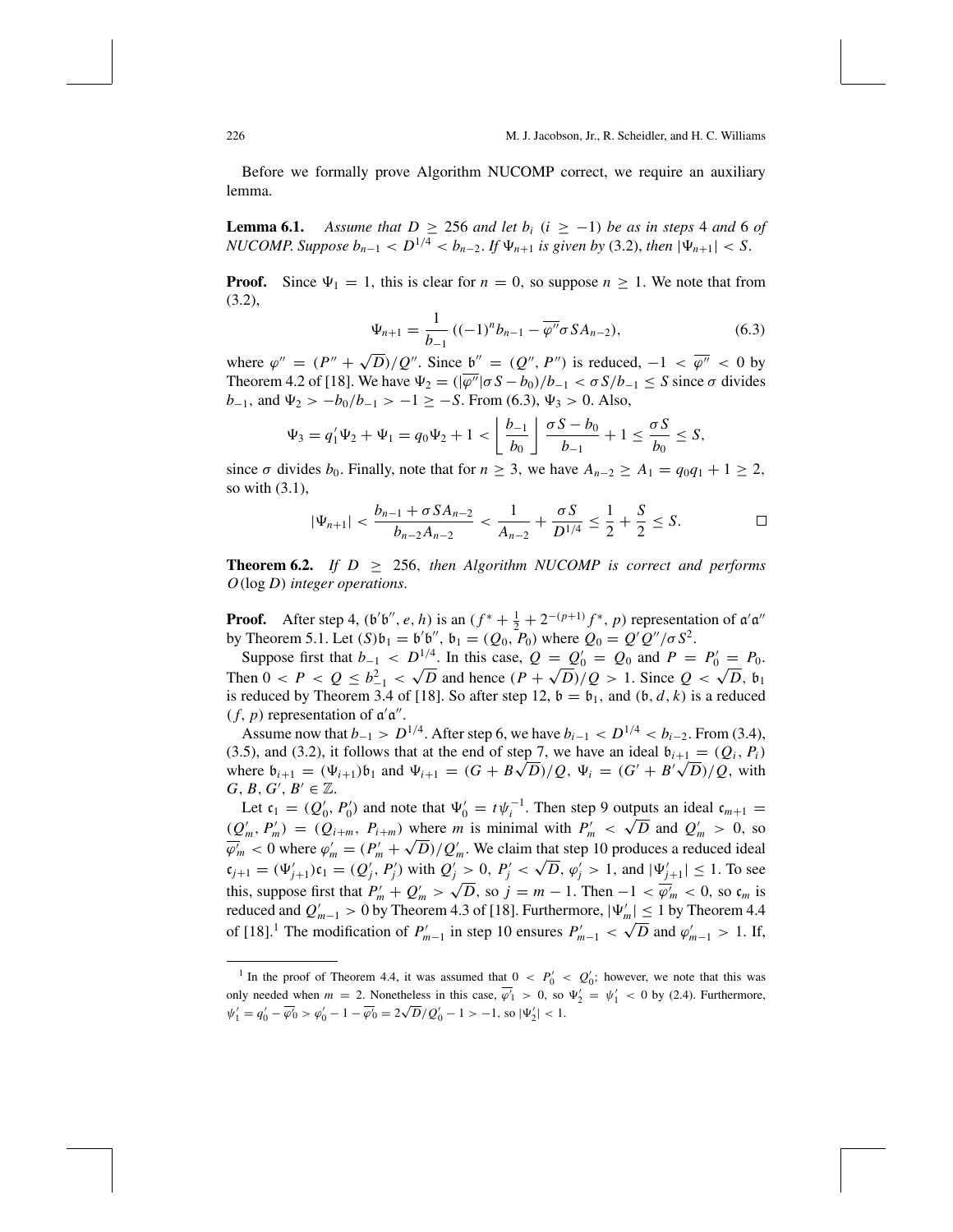Before we formally prove Algorithm NUCOMP correct, we require an auxiliary lemma.

**Lemma 6.1.** *Assume that $D \geq 256$ and let $b_i$ $(i \geq -1)$ be as in steps 4 and 6 of NUCOMP. Suppose $b_{n-1} < D^{1/4} < b_{n-2}$. If $\Psi_{n+1}$ is given by (3.2), then $|\Psi_{n+1}| < S$.*

**Proof.** Since $\Psi_1 = 1$, this is clear for $n = 0$, so suppose $n \geq 1$. We note that from (3.2),

$$\Psi_{n+1} = \frac{1}{b_{-1}}\left((-1)^n b_{n-1} - \overline{\varphi''}\sigma S A_{n-2}\right), \tag{6.3}$$

where $\varphi'' = (P'' + \sqrt{D})/Q''$. Since $\mathfrak{b}'' = (Q'', P'')$ is reduced, $-1 < \overline{\varphi''} < 0$ by Theorem 4.2 of [18]. We have $\Psi_2 = (|\overline{\varphi''}|\sigma S - b_0)/b_{-1} < \sigma S/b_{-1} \leq S$ since $\sigma$ divides $b_{-1}$, and $\Psi_2 > -b_0/b_{-1} > -1 \geq -S$. From (6.3), $\Psi_3 > 0$. Also,

$$\Psi_3 = q_1'\Psi_2 + \Psi_1 = q_0\Psi_2 + 1 < \left\lfloor \frac{b_{-1}}{b_0} \right\rfloor \frac{\sigma S - b_0}{b_{-1}} + 1 \leq \frac{\sigma S}{b_0} \leq S,$$

since $\sigma$ divides $b_0$. Finally, note that for $n \geq 3$, we have $A_{n-2} \geq A_1 = q_0 q_1 + 1 \geq 2$, so with (3.1),

$$|\Psi_{n+1}| < \frac{b_{n-1} + \sigma S A_{n-2}}{b_{n-2}A_{n-2}} < \frac{1}{A_{n-2}} + \frac{\sigma S}{D^{1/4}} \leq \frac{1}{2} + \frac{S}{2} \leq S. \qquad \square$$

**Theorem 6.2.** *If $D \geq 256$, then Algorithm NUCOMP is correct and performs $O(\log D)$ integer operations.*

**Proof.** After step 4, $(\mathfrak{b}'\mathfrak{b}'', e, h)$ is an $(f^* + \frac{1}{2} + 2^{-(p+1)}f^*, p)$ representation of $\mathfrak{a}'\mathfrak{a}''$ by Theorem 5.1. Let $(S)\mathfrak{b}_1 = \mathfrak{b}'\mathfrak{b}''$, $\mathfrak{b}_1 = (Q_0, P_0)$ where $Q_0 = Q'Q''/\sigma S^2$.

Suppose first that $b_{-1} < D^{1/4}$. In this case, $Q = Q_0' = Q_0$ and $P = P_0' = P_0$. Then $0 < P < Q \leq b_{-1}^2 < \sqrt{D}$ and hence $(P + \sqrt{D})/Q > 1$. Since $Q < \sqrt{D}$, $\mathfrak{b}_1$ is reduced by Theorem 3.4 of [18]. So after step 12, $\mathfrak{b} = \mathfrak{b}_1$, and $(\mathfrak{b}, d, k)$ is a reduced $(f, p)$ representation of $\mathfrak{a}'\mathfrak{a}''$.

Assume now that $b_{-1} > D^{1/4}$. After step 6, we have $b_{i-1} < D^{1/4} < b_{i-2}$. From (3.4), (3.5), and (3.2), it follows that at the end of step 7, we have an ideal $\mathfrak{b}_{i+1} = (Q_i, P_i)$ where $\mathfrak{b}_{i+1} = (\Psi_{i+1})\mathfrak{b}_1$ and $\Psi_{i+1} = (G + B\sqrt{D})/Q$, $\Psi_i = (G' + B'\sqrt{D})/Q$, with $G, B, G', B' \in \mathbb{Z}$.

Let $\mathfrak{c}_1 = (Q_0', P_0')$ and note that $\Psi_0' = t\psi_i^{-1}$. Then step 9 outputs an ideal $\mathfrak{c}_{m+1} = (Q_m', P_m') = (Q_{i+m}, P_{i+m})$ where $m$ is minimal with $P_m' < \sqrt{D}$ and $Q_m' > 0$, so $\overline{\varphi_m'} < 0$ where $\varphi_m' = (P_m' + \sqrt{D})/Q_m'$. We claim that step 10 produces a reduced ideal $\mathfrak{c}_{j+1} = (\Psi_{j+1}')\mathfrak{c}_1 = (Q_j', P_j')$ with $Q_j' > 0$, $P_j' < \sqrt{D}$, $\varphi_j' > 1$, and $|\Psi_{j+1}'| \leq 1$. To see this, suppose first that $P_m' + Q_m' > \sqrt{D}$, so $j = m - 1$. Then $-1 < \overline{\varphi_m'} < 0$, so $\mathfrak{c}_m$ is reduced and $Q_{m-1}' > 0$ by Theorem 4.3 of [18]. Furthermore, $|\Psi_m'| \leq 1$ by Theorem 4.4 of [18].[1] The modification of $P_{m-1}'$ in step 10 ensures $P_{m-1}' < \sqrt{D}$ and $\varphi_{m-1}' > 1$. If,

---

[1] In the proof of Theorem 4.4, it was assumed that $0 < P_0' < Q_0'$; however, we note that this was only needed when $m = 2$. Nonetheless in this case, $\overline{\varphi_1'} > 0$, so $\Psi_2' = \psi_1' < 0$ by (2.4). Furthermore, $\psi_1' = q_0' - \overline{\varphi_0'} > \varphi_0' - 1 - \overline{\varphi_0'} = 2\sqrt{D}/Q_0' - 1 > -1$, so $|\Psi_2'| < 1$.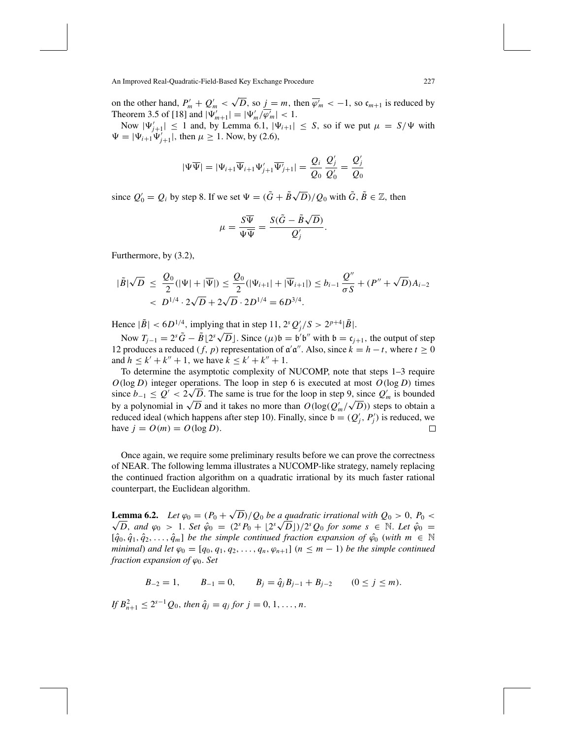on the other hand, $P'_m + Q'_m < \sqrt{D}$, so $j = m$, then $\overline{\varphi'_m} < -1$, so $\mathfrak{c}_{m+1}$ is reduced by Theorem 3.5 of [18] and $|\Psi'_{m+1}| = |\Psi'_m / \overline{\varphi'_m}| < 1$.

Now $|\Psi'_{j+1}| \leq 1$ and, by Lemma 6.1, $|\Psi_{i+1}| \leq S$, so if we put $\mu = S/\Psi$ with $\Psi = |\Psi_{i+1}\Psi'_{j+1}|$, then $\mu \geq 1$. Now, by (2.6),

$$|\Psi\overline{\Psi}| = |\Psi_{i+1}\overline{\Psi}_{i+1}\Psi'_{j+1}\overline{\Psi'}_{j+1}| = \frac{Q_i}{Q_0}\,\frac{Q'_j}{Q'_0} = \frac{Q'_j}{Q_0}$$

since $Q'_0 = Q_i$ by step 8. If we set $\Psi = (\tilde{G} + \tilde{B}\sqrt{D})/Q_0$ with $\tilde{G}, \tilde{B} \in \mathbb{Z}$, then

$$\mu = \frac{S\overline{\Psi}}{\Psi\overline{\Psi}} = \frac{S(\tilde{G} - \tilde{B}\sqrt{D})}{Q'_j}.$$

Furthermore, by (3.2),

$$\begin{aligned} |\tilde{B}|\sqrt{D} \ &\leq\ \frac{Q_0}{2}(|\Psi| + |\overline{\Psi}|) \leq \frac{Q_0}{2}(|\Psi_{i+1}| + |\overline{\Psi}_{i+1}|) \leq b_{i-1}\,\frac{Q''}{\sigma S} + (P'' + \sqrt{D})A_{i-2} \\ &<\ D^{1/4} \cdot 2\sqrt{D} + 2\sqrt{D} \cdot 2D^{1/4} = 6D^{3/4}. \end{aligned}$$

Hence $|\tilde{B}| < 6D^{1/4}$, implying that in step 11, $2^s Q'_j / S > 2^{p+4}|\tilde{B}|$.

Now $T_{j-1} = 2^s\tilde{G} - \tilde{B}\lfloor 2^s\sqrt{D}\rfloor$. Since $(\mu)\mathfrak{b} = \mathfrak{b}'\mathfrak{b}''$ with $\mathfrak{b} = \mathfrak{c}_{j+1}$, the output of step 12 produces a reduced $(f, p)$ representation of $\mathfrak{a}'\mathfrak{a}''$. Also, since $k = h - t$, where $t \geq 0$ and $h \leq k' + k'' + 1$, we have $k \leq k' + k'' + 1$.

To determine the asymptotic complexity of NUCOMP, note that steps 1–3 require $O(\log D)$ integer operations. The loop in step 6 is executed at most $O(\log D)$ times since $b_{-1} \leq Q' < 2\sqrt{D}$. The same is true for the loop in step 9, since $Q'_m$ is bounded by a polynomial in $\sqrt{D}$ and it takes no more than $O(\log(Q'_m/\sqrt{D}))$ steps to obtain a reduced ideal (which happens after step 10). Finally, since $\mathfrak{b} = (Q'_j, P'_j)$ is reduced, we have $j = O(m) = O(\log D)$. □

Once again, we require some preliminary results before we can prove the correctness of NEAR. The following lemma illustrates a NUCOMP-like strategy, namely replacing the continued fraction algorithm on a quadratic irrational by its much faster rational counterpart, the Euclidean algorithm.

**Lemma 6.2.** *Let $\varphi_0 = (P_0 + \sqrt{D})/Q_0$ be a quadratic irrational with $Q_0 > 0$, $P_0 < \sqrt{D}$, and $\varphi_0 > 1$. Set $\hat{\varphi}_0 = (2^s P_0 + \lfloor 2^s\sqrt{D}\rfloor)/2^s Q_0$ for some $s \in \mathbb{N}$. Let $\hat{\varphi}_0 = [\hat{q}_0, \hat{q}_1, \hat{q}_2, \ldots, \hat{q}_m]$ be the simple continued fraction expansion of $\hat{\varphi}_0$ (with $m \in \mathbb{N}$ minimal) and let $\varphi_0 = [q_0, q_1, q_2, \ldots, q_n, \varphi_{n+1}]$ ($n \leq m - 1$) be the simple continued fraction expansion of $\varphi_0$. Set*

$$B_{-2} = 1, \qquad B_{-1} = 0, \qquad B_j = \hat{q}_j B_{j-1} + B_{j-2} \qquad (0 \leq j \leq m).$$

*If $B^2_{n+1} \leq 2^{s-1} Q_0$, then $\hat{q}_j = q_j$ for $j = 0, 1, \ldots, n$.*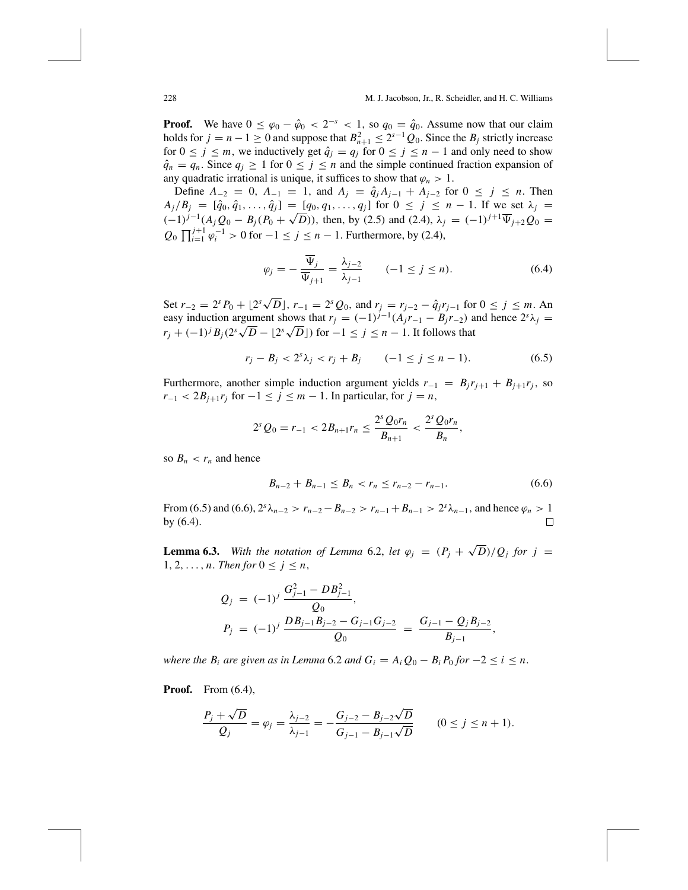**Proof.** We have $0 \le \varphi_0 - \hat{\varphi}_0 < 2^{-s} < 1$, so $q_0 = \hat{q}_0$. Assume now that our claim holds for $j = n-1 \ge 0$ and suppose that $B_{n+1}^2 \le 2^{s-1} Q_0$. Since the $B_j$ strictly increase for $0 \le j \le m$, we inductively get $\hat{q}_j = q_j$ for $0 \le j \le n-1$ and only need to show $\hat{q}_n = q_n$. Since $q_j \ge 1$ for $0 \le j \le n$ and the simple continued fraction expansion of any quadratic irrational is unique, it suffices to show that $\varphi_n > 1$.

Define $A_{-2} = 0$, $A_{-1} = 1$, and $A_j = \hat{q}_j A_{j-1} + A_{j-2}$ for $0 \le j \le n$. Then $A_j / B_j = [\hat{q}_0, \hat{q}_1, \ldots, \hat{q}_j] = [q_0, q_1, \ldots, q_j]$ for $0 \le j \le n-1$. If we set $\lambda_j = (-1)^{j-1}(A_j Q_0 - B_j(P_0 + \sqrt{D}))$, then, by (2.5) and (2.4), $\lambda_j = (-1)^{j+1}\overline{\Psi}_{j+2} Q_0 = Q_0 \prod_{i=1}^{j+1} \varphi_i^{-1} > 0$ for $-1 \le j \le n-1$. Furthermore, by (2.4),

$$\varphi_j = -\frac{\overline{\Psi}_j}{\overline{\Psi}_{j+1}} = \frac{\lambda_{j-2}}{\lambda_{j-1}} \qquad (-1 \le j \le n). \tag{6.4}$$

Set $r_{-2} = 2^s P_0 + \lfloor 2^s \sqrt{D} \rfloor$, $r_{-1} = 2^s Q_0$, and $r_j = r_{j-2} - \hat{q}_j r_{j-1}$ for $0 \le j \le m$. An easy induction argument shows that $r_j = (-1)^{j-1}(A_j r_{-1} - B_j r_{-2})$ and hence $2^s \lambda_j = r_j + (-1)^j B_j (2^s \sqrt{D} - \lfloor 2^s \sqrt{D} \rfloor)$ for $-1 \le j \le n-1$. It follows that

$$r_j - B_j < 2^s \lambda_j < r_j + B_j \qquad (-1 \le j \le n-1). \tag{6.5}$$

Furthermore, another simple induction argument yields $r_{-1} = B_j r_{j+1} + B_{j+1} r_j$, so $r_{-1} < 2 B_{j+1} r_j$ for $-1 \le j \le m-1$. In particular, for $j = n$,

$$2^s Q_0 = r_{-1} < 2 B_{n+1} r_n \le \frac{2^s Q_0 r_n}{B_{n+1}} < \frac{2^s Q_0 r_n}{B_n},$$

so $B_n < r_n$ and hence

$$B_{n-2} + B_{n-1} \le B_n < r_n \le r_{n-2} - r_{n-1}. \tag{6.6}$$

From (6.5) and (6.6), $2^s \lambda_{n-2} > r_{n-2} - B_{n-2} > r_{n-1} + B_{n-1} > 2^s \lambda_{n-1}$, and hence $\varphi_n > 1$ by (6.4). $\square$

**Lemma 6.3.** *With the notation of Lemma* 6.2, *let* $\varphi_j = (P_j + \sqrt{D})/Q_j$ *for* $j = 1, 2, \ldots, n$. *Then for* $0 \le j \le n$,

$$\begin{aligned} Q_j &= (-1)^j \frac{G_{j-1}^2 - D B_{j-1}^2}{Q_0}, \\ P_j &= (-1)^j \frac{D B_{j-1} B_{j-2} - G_{j-1} G_{j-2}}{Q_0} = \frac{G_{j-1} - Q_j B_{j-2}}{B_{j-1}}, \end{aligned}$$

*where the* $B_i$ *are given as in Lemma* 6.2 *and* $G_i = A_i Q_0 - B_i P_0$ *for* $-2 \le i \le n$.

**Proof.** From (6.4),

$$\frac{P_j + \sqrt{D}}{Q_j} = \varphi_j = \frac{\lambda_{j-2}}{\lambda_{j-1}} = -\frac{G_{j-2} - B_{j-2}\sqrt{D}}{G_{j-1} - B_{j-1}\sqrt{D}} \qquad (0 \le j \le n+1).$$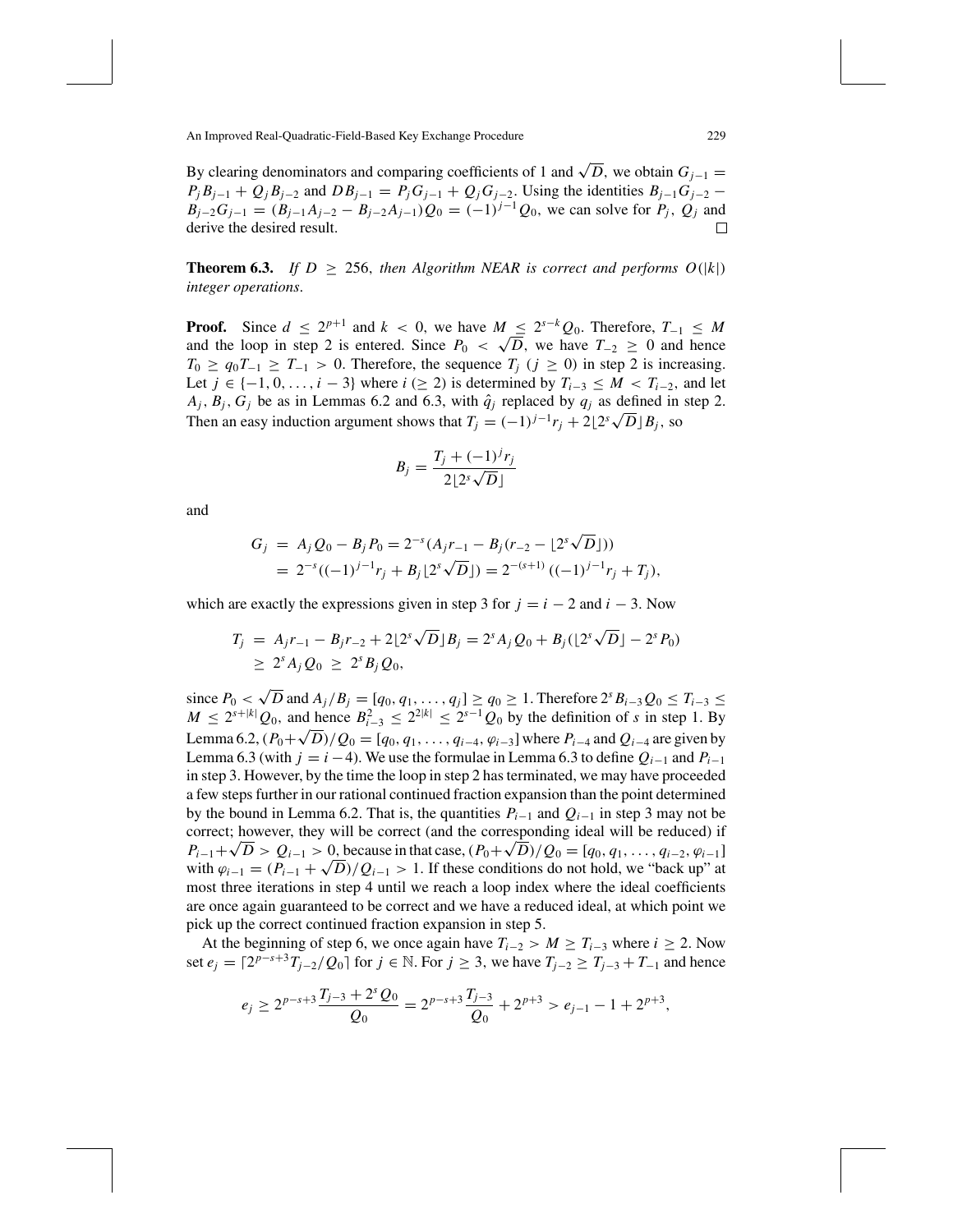By clearing denominators and comparing coefficients of 1 and $\sqrt{D}$, we obtain $G_{j-1} = P_j B_{j-1} + Q_j B_{j-2}$ and $D B_{j-1} = P_j G_{j-1} + Q_j G_{j-2}$. Using the identities $B_{j-1} G_{j-2} - B_{j-2} G_{j-1} = (B_{j-1} A_{j-2} - B_{j-2} A_{j-1}) Q_0 = (-1)^{j-1} Q_0$, we can solve for $P_j$, $Q_j$ and derive the desired result. □

**Theorem 6.3.** *If $D \geq 256$, then Algorithm NEAR is correct and performs $O(|k|)$ integer operations.*

**Proof.** Since $d \leq 2^{p+1}$ and $k < 0$, we have $M \leq 2^{s-k} Q_0$. Therefore, $T_{-1} \leq M$ and the loop in step 2 is entered. Since $P_0 < \sqrt{D}$, we have $T_{-2} \geq 0$ and hence $T_0 \geq q_0 T_{-1} \geq T_{-1} > 0$. Therefore, the sequence $T_j$ ($j \geq 0$) in step 2 is increasing. Let $j \in \{-1, 0, \ldots, i-3\}$ where $i$ ($\geq 2$) is determined by $T_{i-3} \leq M < T_{i-2}$, and let $A_j, B_j, G_j$ be as in Lemmas 6.2 and 6.3, with $\hat{q}_j$ replaced by $q_j$ as defined in step 2. Then an easy induction argument shows that $T_j = (-1)^{j-1} r_j + 2\lfloor 2^s \sqrt{D} \rfloor B_j$, so

$$B_j = \frac{T_j + (-1)^j r_j}{2\lfloor 2^s \sqrt{D} \rfloor}$$

and

$$\begin{aligned} G_j &= A_j Q_0 - B_j P_0 = 2^{-s}(A_j r_{-1} - B_j (r_{-2} - \lfloor 2^s \sqrt{D} \rfloor)) \\ &= 2^{-s}((-1)^{j-1} r_j + B_j \lfloor 2^s \sqrt{D} \rfloor) = 2^{-(s+1)}((-1)^{j-1} r_j + T_j), \end{aligned}$$

which are exactly the expressions given in step 3 for $j = i-2$ and $i-3$. Now

$$\begin{aligned} T_j &= A_j r_{-1} - B_j r_{-2} + 2\lfloor 2^s \sqrt{D} \rfloor B_j = 2^s A_j Q_0 + B_j(\lfloor 2^s \sqrt{D} \rfloor - 2^s P_0) \\ &\geq 2^s A_j Q_0 \geq 2^s B_j Q_0, \end{aligned}$$

since $P_0 < \sqrt{D}$ and $A_j / B_j = [q_0, q_1, \ldots, q_j] \geq q_0 \geq 1$. Therefore $2^s B_{i-3} Q_0 \leq T_{i-3} \leq M \leq 2^{s+|k|} Q_0$, and hence $B_{i-3}^2 \leq 2^{2|k|} \leq 2^{s-1} Q_0$ by the definition of $s$ in step 1. By Lemma 6.2, $(P_0 + \sqrt{D})/Q_0 = [q_0, q_1, \ldots, q_{i-4}, \varphi_{i-3}]$ where $P_{i-4}$ and $Q_{i-4}$ are given by Lemma 6.3 (with $j = i-4$). We use the formulae in Lemma 6.3 to define $Q_{i-1}$ and $P_{i-1}$ in step 3. However, by the time the loop in step 2 has terminated, we may have proceeded a few steps further in our rational continued fraction expansion than the point determined by the bound in Lemma 6.2. That is, the quantities $P_{i-1}$ and $Q_{i-1}$ in step 3 may not be correct; however, they will be correct (and the corresponding ideal will be reduced) if $P_{i-1} + \sqrt{D} > Q_{i-1} > 0$, because in that case, $(P_0 + \sqrt{D})/Q_0 = [q_0, q_1, \ldots, q_{i-2}, \varphi_{i-1}]$ with $\varphi_{i-1} = (P_{i-1} + \sqrt{D})/Q_{i-1} > 1$. If these conditions do not hold, we "back up" at most three iterations in step 4 until we reach a loop index where the ideal coefficients are once again guaranteed to be correct and we have a reduced ideal, at which point we pick up the correct continued fraction expansion in step 5.

At the beginning of step 6, we once again have $T_{i-2} > M \geq T_{i-3}$ where $i \geq 2$. Now set $e_j = \lceil 2^{p-s+3} T_{j-2} / Q_0 \rceil$ for $j \in \mathbb{N}$. For $j \geq 3$, we have $T_{j-2} \geq T_{j-3} + T_{-1}$ and hence

$$e_j \geq 2^{p-s+3} \frac{T_{j-3} + 2^s Q_0}{Q_0} = 2^{p-s+3} \frac{T_{j-3}}{Q_0} + 2^{p+3} > e_{j-1} - 1 + 2^{p+3},$$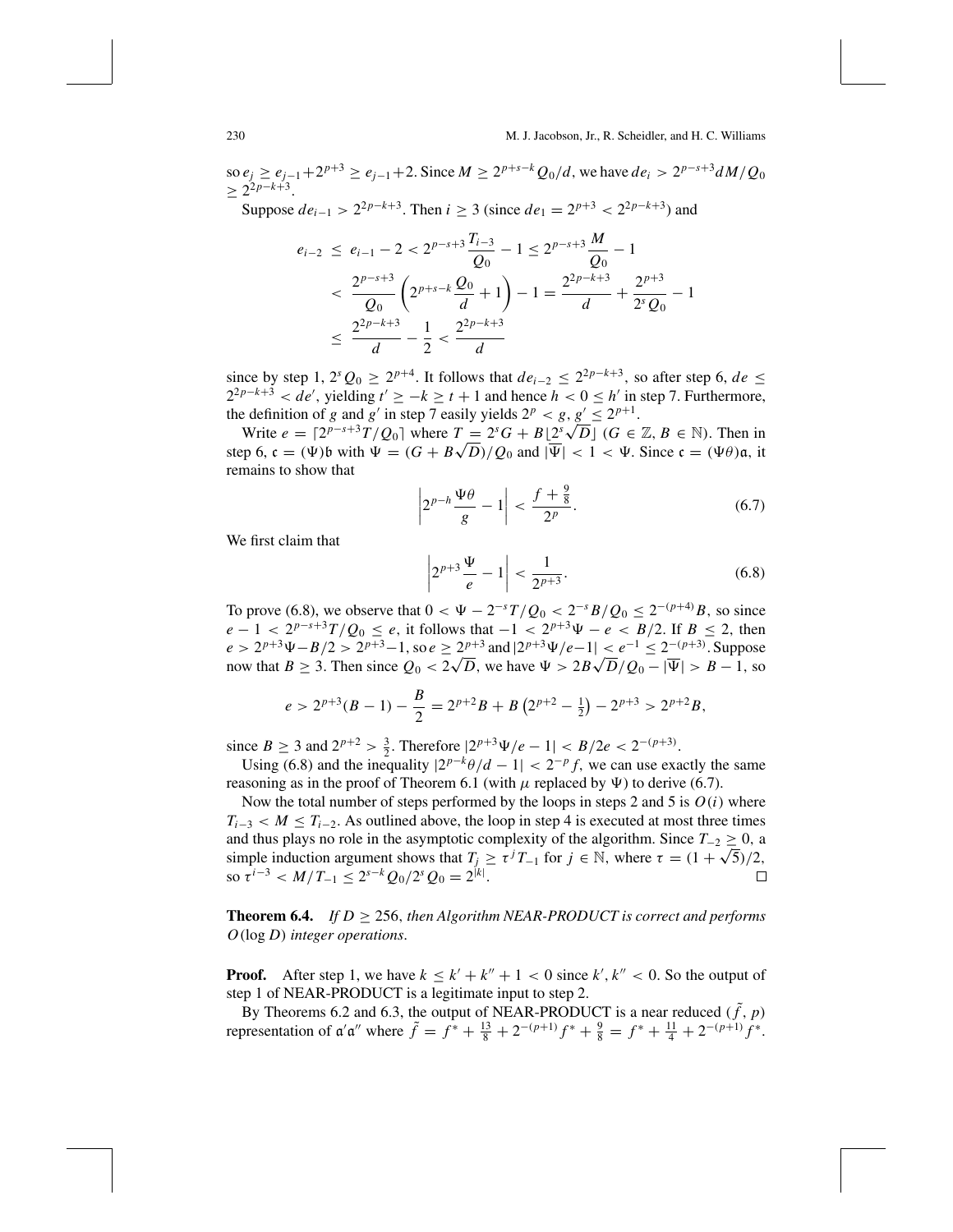so $e_j \geq e_{j-1} + 2^{p+3} \geq e_{j-1} + 2$. Since $M \geq 2^{p+s-k} Q_0/d$, we have $de_i > 2^{p-s+3} dM/Q_0 \geq 2^{2p-k+3}$.

Suppose $de_{i-1} > 2^{2p-k+3}$. Then $i \geq 3$ (since $de_1 = 2^{p+3} < 2^{2p-k+3}$) and

$$\begin{aligned} e_{i-2} &\leq e_{i-1} - 2 < 2^{p-s+3} \frac{T_{i-3}}{Q_0} - 1 \leq 2^{p-s+3} \frac{M}{Q_0} - 1 \\ &< \frac{2^{p-s+3}}{Q_0} \left( 2^{p+s-k} \frac{Q_0}{d} + 1 \right) - 1 = \frac{2^{2p-k+3}}{d} + \frac{2^{p+3}}{2^s Q_0} - 1 \\ &\leq \frac{2^{2p-k+3}}{d} - \frac{1}{2} < \frac{2^{2p-k+3}}{d} \end{aligned}$$

since by step 1, $2^s Q_0 \geq 2^{p+4}$. It follows that $de_{i-2} \leq 2^{2p-k+3}$, so after step 6, $de \leq 2^{2p-k+3} < de'$, yielding $t' \geq -k \geq t+1$ and hence $h < 0 \leq h'$ in step 7. Furthermore, the definition of $g$ and $g'$ in step 7 easily yields $2^p < g, g' \leq 2^{p+1}$.

Write $e = \lceil 2^{p-s+3} T/Q_0 \rceil$ where $T = 2^s G + B \lfloor 2^s \sqrt{D} \rfloor$ ($G \in \mathbb{Z}$, $B \in \mathbb{N}$). Then in step 6, $\mathfrak{c} = (\Psi)\mathfrak{b}$ with $\Psi = (G + B\sqrt{D})/Q_0$ and $|\overline{\Psi}| < 1 < \Psi$. Since $\mathfrak{c} = (\Psi\theta)\mathfrak{a}$, it remains to show that

$$\left| 2^{p-h} \frac{\Psi\theta}{g} - 1 \right| < \frac{f + \frac{9}{8}}{2^p}. \tag{6.7}$$

We first claim that

$$\left| 2^{p+3} \frac{\Psi}{e} - 1 \right| < \frac{1}{2^{p+3}}. \tag{6.8}$$

To prove (6.8), we observe that $0 < \Psi - 2^{-s} T/Q_0 < 2^{-s} B/Q_0 \leq 2^{-(p+4)} B$, so since $e - 1 < 2^{p-s+3} T/Q_0 \leq e$, it follows that $-1 < 2^{p+3}\Psi - e < B/2$. If $B \leq 2$, then $e > 2^{p+3}\Psi - B/2 > 2^{p+3} - 1$, so $e \geq 2^{p+3}$ and $|2^{p+3}\Psi/e - 1| < e^{-1} \leq 2^{-(p+3)}$. Suppose now that $B \geq 3$. Then since $Q_0 < 2\sqrt{D}$, we have $\Psi > 2B\sqrt{D}/Q_0 - |\overline{\Psi}| > B - 1$, so

$$e > 2^{p+3}(B-1) - \frac{B}{2} = 2^{p+2} B + B\left(2^{p+2} - \tfrac{1}{2}\right) - 2^{p+3} > 2^{p+2} B,$$

since $B \geq 3$ and $2^{p+2} > \frac{3}{2}$. Therefore $|2^{p+3}\Psi/e - 1| < B/2e < 2^{-(p+3)}$.

Using (6.8) and the inequality $|2^{p-k}\theta/d - 1| < 2^{-p} f$, we can use exactly the same reasoning as in the proof of Theorem 6.1 (with $\mu$ replaced by $\Psi$) to derive (6.7).

Now the total number of steps performed by the loops in steps 2 and 5 is $O(i)$ where $T_{i-3} < M \leq T_{i-2}$. As outlined above, the loop in step 4 is executed at most three times and thus plays no role in the asymptotic complexity of the algorithm. Since $T_{-2} \geq 0$, a simple induction argument shows that $T_j \geq \tau^j T_{-1}$ for $j \in \mathbb{N}$, where $\tau = (1 + \sqrt{5})/2$, so $\tau^{i-3} < M/T_{-1} \leq 2^{s-k} Q_0 / 2^s Q_0 = 2^{|k|}$. $\square$

**Theorem 6.4.** *If $D \geq 256$, then Algorithm NEAR-PRODUCT is correct and performs $O(\log D)$ integer operations.*

**Proof.** After step 1, we have $k \leq k' + k'' + 1 < 0$ since $k', k'' < 0$. So the output of step 1 of NEAR-PRODUCT is a legitimate input to step 2.

By Theorems 6.2 and 6.3, the output of NEAR-PRODUCT is a near reduced $(\tilde{f}, p)$ representation of $\mathfrak{a}'\mathfrak{a}''$ where $\tilde{f} = f^* + \frac{13}{8} + 2^{-(p+1)} f^* + \frac{9}{8} = f^* + \frac{11}{4} + 2^{-(p+1)} f^*$.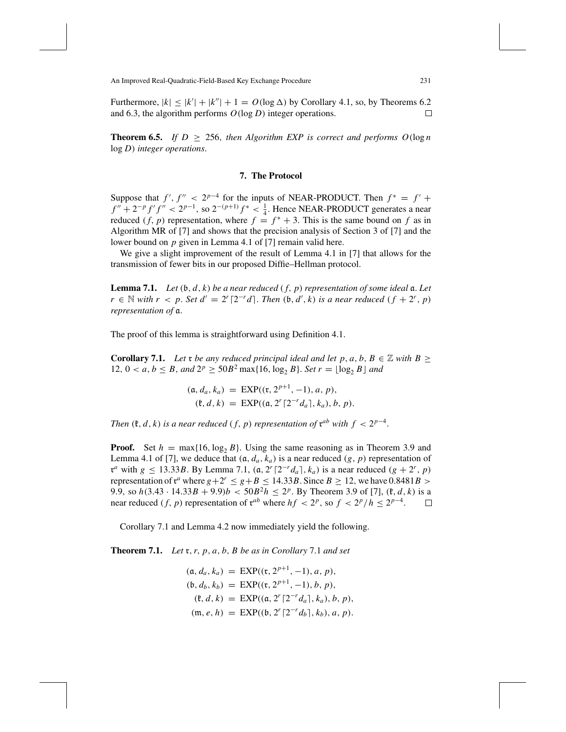Furthermore, $|k| \le |k'| + |k''| + 1 = O(\log \Delta)$ by Corollary 4.1, so, by Theorems 6.2 and 6.3, the algorithm performs $O(\log D)$ integer operations. □

**Theorem 6.5.** *If $D \ge 256$, then Algorithm EXP is correct and performs $O(\log n \log D)$ integer operations.*

## 7. The Protocol

Suppose that $f', f'' < 2^{p-4}$ for the inputs of NEAR-PRODUCT. Then $f^* = f' + f'' + 2^{-p} f' f'' < 2^{p-1}$, so $2^{-(p+1)} f^* < \frac{1}{4}$. Hence NEAR-PRODUCT generates a near reduced $(f, p)$ representation, where $f = f^* + 3$. This is the same bound on $f$ as in Algorithm MR of [7] and shows that the precision analysis of Section 3 of [7] and the lower bound on $p$ given in Lemma 4.1 of [7] remain valid here.

We give a slight improvement of the result of Lemma 4.1 in [7] that allows for the transmission of fewer bits in our proposed Diffie–Hellman protocol.

**Lemma 7.1.** *Let $(\mathfrak{b}, d, k)$ be a near reduced $(f, p)$ representation of some ideal $\mathfrak{a}$. Let $r \in \mathbb{N}$ with $r < p$. Set $d' = 2^r \lceil 2^{-r} d \rceil$. Then $(\mathfrak{b}, d', k)$ is a near reduced $(f + 2^r, p)$ representation of $\mathfrak{a}$.*

The proof of this lemma is straightforward using Definition 4.1.

**Corollary 7.1.** *Let $\mathfrak{r}$ be any reduced principal ideal and let $p, a, b, B \in \mathbb{Z}$ with $B \ge 12$, $0 < a, b \le B$, and $2^p \ge 50B^2 \max\{16, \log_2 B\}$. Set $r = \lfloor \log_2 B \rfloor$ and*

$$(\mathfrak{a}, d_a, k_a) = \text{EXP}((\mathfrak{r}, 2^{p+1}, -1), a, p),$$
$$(\mathfrak{k}, d, k) = \text{EXP}((\mathfrak{a}, 2^r \lceil 2^{-r} d_a \rceil, k_a), b, p).$$

*Then $(\mathfrak{k}, d, k)$ is a near reduced $(f, p)$ representation of $\mathfrak{r}^{ab}$ with $f < 2^{p-4}$.*

**Proof.** Set $h = \max\{16, \log_2 B\}$. Using the same reasoning as in Theorem 3.9 and Lemma 4.1 of [7], we deduce that $(\mathfrak{a}, d_a, k_a)$ is a near reduced $(g, p)$ representation of $\mathfrak{r}^a$ with $g \le 13.33B$. By Lemma 7.1, $(\mathfrak{a}, 2^r \lceil 2^{-r} d_a \rceil, k_a)$ is a near reduced $(g + 2^r, p)$ representation of $\mathfrak{r}^a$ where $g + 2^r \le g + B \le 14.33B$. Since $B \ge 12$, we have $0.8481B > 9.9$, so $h(3.43 \cdot 14.33B + 9.9)b < 50B^2 h \le 2^p$. By Theorem 3.9 of [7], $(\mathfrak{k}, d, k)$ is a near reduced $(f, p)$ representation of $\mathfrak{r}^{ab}$ where $hf < 2^p$, so $f < 2^p/h \le 2^{p-4}$. □

Corollary 7.1 and Lemma 4.2 now immediately yield the following.

**Theorem 7.1.** *Let $\mathfrak{r}, r, p, a, b, B$ be as in Corollary 7.1 and set*

$$(\mathfrak{a}, d_a, k_a) = \text{EXP}((\mathfrak{r}, 2^{p+1}, -1), a, p),$$
$$(\mathfrak{b}, d_b, k_b) = \text{EXP}((\mathfrak{r}, 2^{p+1}, -1), b, p),$$
$$(\mathfrak{k}, d, k) = \text{EXP}((\mathfrak{a}, 2^r \lceil 2^{-r} d_a \rceil, k_a), b, p),$$
$$(\mathfrak{m}, e, h) = \text{EXP}((\mathfrak{b}, 2^r \lceil 2^{-r} d_b \rceil, k_b), a, p).$$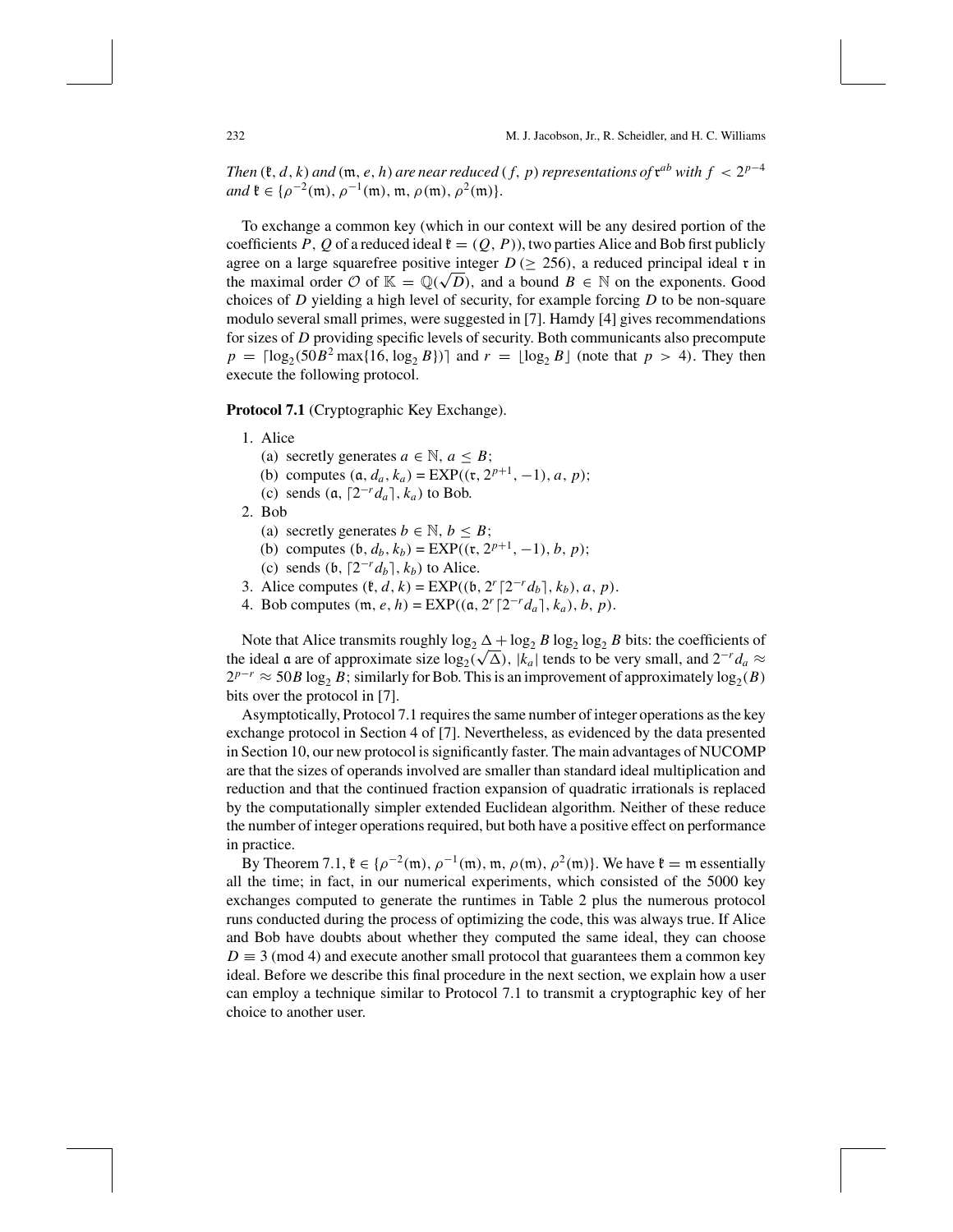*Then* $(\mathfrak{k}, d, k)$ *and* $(\mathfrak{m}, e, h)$ *are near reduced* $(f, p)$ *representations of* $\mathfrak{r}^{ab}$ *with* $f < 2^{p-4}$ *and* $\mathfrak{k} \in \{\rho^{-2}(\mathfrak{m}), \rho^{-1}(\mathfrak{m}), \mathfrak{m}, \rho(\mathfrak{m}), \rho^2(\mathfrak{m})\}$.

To exchange a common key (which in our context will be any desired portion of the coefficients $P$, $Q$ of a reduced ideal $\mathfrak{k} = (Q, P)$), two parties Alice and Bob first publicly agree on a large squarefree positive integer $D$ ($\geq 256$), a reduced principal ideal $\mathfrak{r}$ in the maximal order $\mathcal{O}$ of $\mathbb{K} = \mathbb{Q}(\sqrt{D})$, and a bound $B \in \mathbb{N}$ on the exponents. Good choices of $D$ yielding a high level of security, for example forcing $D$ to be non-square modulo several small primes, were suggested in [7]. Hamdy [4] gives recommendations for sizes of $D$ providing specific levels of security. Both communicants also precompute $p = \lceil \log_2(50B^2 \max\{16, \log_2 B\}) \rceil$ and $r = \lfloor \log_2 B \rfloor$ (note that $p > 4$). They then execute the following protocol.

**Protocol 7.1** (Cryptographic Key Exchange).

1. Alice
   (a) secretly generates $a \in \mathbb{N}$, $a \leq B$;
   (b) computes $(\mathfrak{a}, d_a, k_a) = \mathrm{EXP}((\mathfrak{r}, 2^{p+1}, -1), a, p)$;
   (c) sends $(\mathfrak{a}, \lceil 2^{-r} d_a \rceil, k_a)$ to Bob.
2. Bob
   (a) secretly generates $b \in \mathbb{N}$, $b \leq B$;
   (b) computes $(\mathfrak{b}, d_b, k_b) = \mathrm{EXP}((\mathfrak{r}, 2^{p+1}, -1), b, p)$;
   (c) sends $(\mathfrak{b}, \lceil 2^{-r} d_b \rceil, k_b)$ to Alice.
3. Alice computes $(\mathfrak{k}, d, k) = \mathrm{EXP}((\mathfrak{b}, 2^r \lceil 2^{-r} d_b \rceil, k_b), a, p)$.
4. Bob computes $(\mathfrak{m}, e, h) = \mathrm{EXP}((\mathfrak{a}, 2^r \lceil 2^{-r} d_a \rceil, k_a), b, p)$.

Note that Alice transmits roughly $\log_2 \Delta + \log_2 B \log_2 \log_2 B$ bits: the coefficients of the ideal $\mathfrak{a}$ are of approximate size $\log_2(\sqrt{\Delta})$, $|k_a|$ tends to be very small, and $2^{-r} d_a \approx 2^{p-r} \approx 50B \log_2 B$; similarly for Bob. This is an improvement of approximately $\log_2(B)$ bits over the protocol in [7].

Asymptotically, Protocol 7.1 requires the same number of integer operations as the key exchange protocol in Section 4 of [7]. Nevertheless, as evidenced by the data presented in Section 10, our new protocol is significantly faster. The main advantages of NUCOMP are that the sizes of operands involved are smaller than standard ideal multiplication and reduction and that the continued fraction expansion of quadratic irrationals is replaced by the computationally simpler extended Euclidean algorithm. Neither of these reduce the number of integer operations required, but both have a positive effect on performance in practice.

By Theorem 7.1, $\mathfrak{k} \in \{\rho^{-2}(\mathfrak{m}), \rho^{-1}(\mathfrak{m}), \mathfrak{m}, \rho(\mathfrak{m}), \rho^2(\mathfrak{m})\}$. We have $\mathfrak{k} = \mathfrak{m}$ essentially all the time; in fact, in our numerical experiments, which consisted of the 5000 key exchanges computed to generate the runtimes in Table 2 plus the numerous protocol runs conducted during the process of optimizing the code, this was always true. If Alice and Bob have doubts about whether they computed the same ideal, they can choose $D \equiv 3 \pmod 4$ and execute another small protocol that guarantees them a common key ideal. Before we describe this final procedure in the next section, we explain how a user can employ a technique similar to Protocol 7.1 to transmit a cryptographic key of her choice to another user.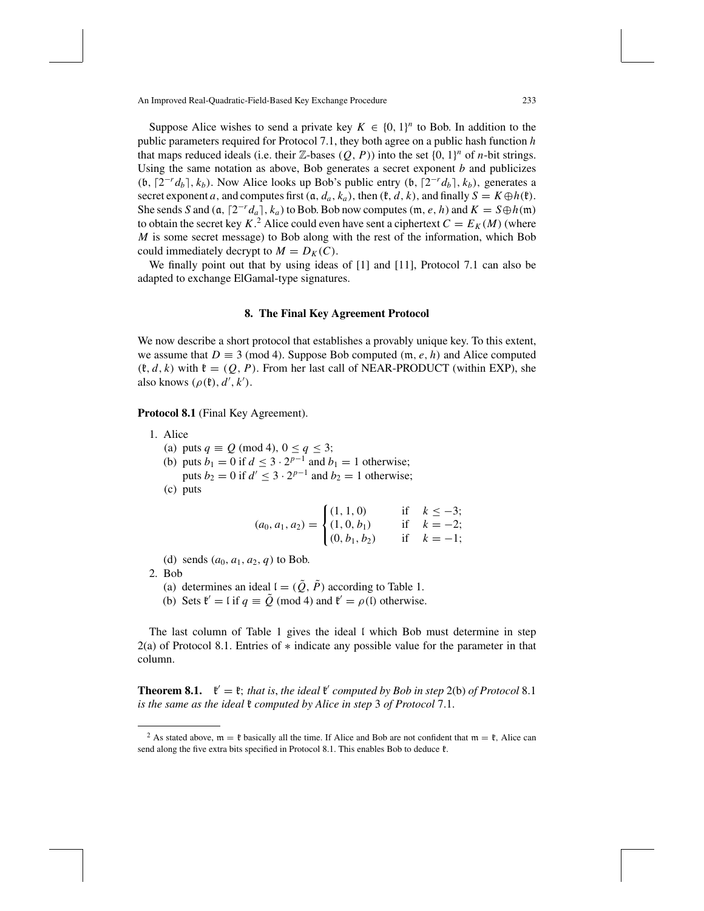Suppose Alice wishes to send a private key $K \in \{0, 1\}^n$ to Bob. In addition to the public parameters required for Protocol 7.1, they both agree on a public hash function $h$ that maps reduced ideals (i.e. their $\mathbb{Z}$-bases $(Q, P)$) into the set $\{0, 1\}^n$ of $n$-bit strings. Using the same notation as above, Bob generates a secret exponent $b$ and publicizes $(\mathfrak{b}, \lceil 2^{-r} d_b \rceil, k_b)$. Now Alice looks up Bob's public entry $(\mathfrak{b}, \lceil 2^{-r} d_b \rceil, k_b)$, generates a secret exponent $a$, and computes first $(\mathfrak{a}, d_a, k_a)$, then $(\mathfrak{k}, d, k)$, and finally $S = K \oplus h(\mathfrak{k})$. She sends $S$ and $(\mathfrak{a}, \lceil 2^{-r} d_a \rceil, k_a)$ to Bob. Bob now computes $(\mathfrak{m}, e, h)$ and $K = S \oplus h(\mathfrak{m})$ to obtain the secret key $K$.[2] Alice could even have sent a ciphertext $C = E_K(M)$ (where $M$ is some secret message) to Bob along with the rest of the information, which Bob could immediately decrypt to $M = D_K(C)$.

We finally point out that by using ideas of [1] and [11], Protocol 7.1 can also be adapted to exchange ElGamal-type signatures.

## 8. The Final Key Agreement Protocol

We now describe a short protocol that establishes a provably unique key. To this extent, we assume that $D \equiv 3 \pmod 4$. Suppose Bob computed $(\mathfrak{m}, e, h)$ and Alice computed $(\mathfrak{k}, d, k)$ with $\mathfrak{k} = (Q, P)$. From her last call of NEAR-PRODUCT (within EXP), she also knows $(\rho(\mathfrak{k}), d', k')$.

**Protocol 8.1** (Final Key Agreement).

1. Alice
   (a) puts $q \equiv Q \pmod 4$, $0 \leq q \leq 3$;
   (b) puts $b_1 = 0$ if $d \leq 3 \cdot 2^{p-1}$ and $b_1 = 1$ otherwise;
   puts $b_2 = 0$ if $d' \leq 3 \cdot 2^{p-1}$ and $b_2 = 1$ otherwise;
   (c) puts

$$(a_0, a_1, a_2) = \begin{cases} (1, 1, 0) & \text{if} \quad k \leq -3; \\ (1, 0, b_1) & \text{if} \quad k = -2; \\ (0, b_1, b_2) & \text{if} \quad k = -1; \end{cases}$$

   (d) sends $(a_0, a_1, a_2, q)$ to Bob.
2. Bob
   (a) determines an ideal $\mathfrak{l} = (\tilde{Q}, \tilde{P})$ according to Table 1.
   (b) Sets $\mathfrak{k}' = \mathfrak{l}$ if $q \equiv \tilde{Q} \pmod 4$ and $\mathfrak{k}' = \rho(\mathfrak{l})$ otherwise.

The last column of Table 1 gives the ideal $\mathfrak{l}$ which Bob must determine in step 2(a) of Protocol 8.1. Entries of $*$ indicate any possible value for the parameter in that column.

**Theorem 8.1.** $\mathfrak{k}' = \mathfrak{k}$; *that is, the ideal $\mathfrak{k}'$ computed by Bob in step* 2(b) *of Protocol* 8.1 *is the same as the ideal $\mathfrak{k}$ computed by Alice in step* 3 *of Protocol* 7.1.

---

[2] As stated above, $\mathfrak{m} = \mathfrak{k}$ basically all the time. If Alice and Bob are not confident that $\mathfrak{m} = \mathfrak{k}$, Alice can send along the five extra bits specified in Protocol 8.1. This enables Bob to deduce $\mathfrak{k}$.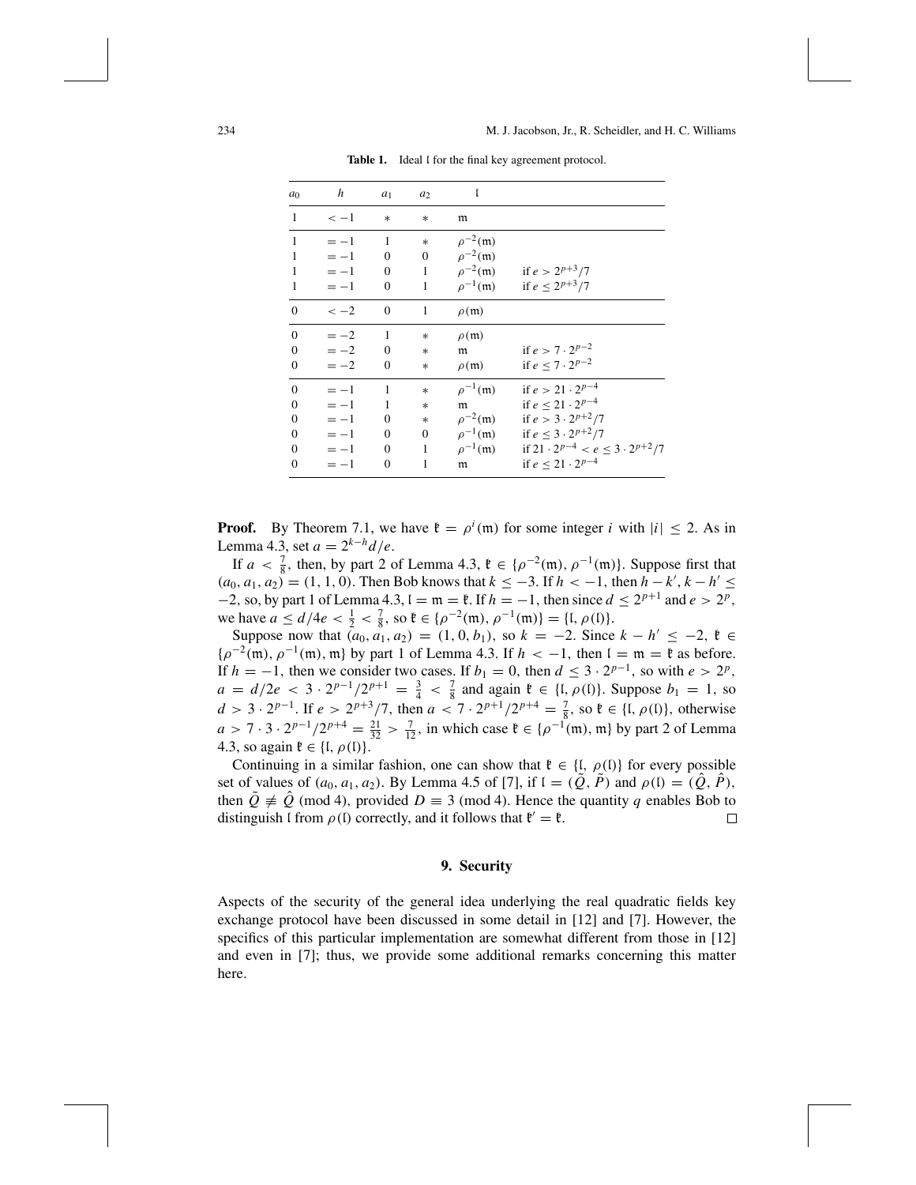**Table 1.** Ideal $\mathfrak{l}$ for the final key agreement protocol.

| $a_0$ | $h$ | $a_1$ | $a_2$ | $\mathfrak{l}$ | |
|---|---|---|---|---|---|
| 1 | $< -1$ | $*$ | $*$ | $\mathfrak{m}$ | |
| 1 | $= -1$ | 1 | $*$ | $\rho^{-2}(\mathfrak{m})$ | |
| 1 | $= -1$ | 0 | 0 | $\rho^{-2}(\mathfrak{m})$ | |
| 1 | $= -1$ | 0 | 1 | $\rho^{-2}(\mathfrak{m})$ | if $e > 2^{p+3}/7$ |
| 1 | $= -1$ | 0 | 1 | $\rho^{-1}(\mathfrak{m})$ | if $e \le 2^{p+3}/7$ |
| 0 | $< -2$ | 0 | 1 | $\rho(\mathfrak{m})$ | |
| 0 | $= -2$ | 1 | $*$ | $\rho(\mathfrak{m})$ | |
| 0 | $= -2$ | 0 | $*$ | $\mathfrak{m}$ | if $e > 7 \cdot 2^{p-2}$ |
| 0 | $= -2$ | 0 | $*$ | $\rho(\mathfrak{m})$ | if $e \le 7 \cdot 2^{p-2}$ |
| 0 | $= -1$ | 1 | $*$ | $\rho^{-1}(\mathfrak{m})$ | if $e > 21 \cdot 2^{p-4}$ |
| 0 | $= -1$ | 1 | $*$ | $\mathfrak{m}$ | if $e \le 21 \cdot 2^{p-4}$ |
| 0 | $= -1$ | 0 | $*$ | $\rho^{-2}(\mathfrak{m})$ | if $e > 3 \cdot 2^{p+2}/7$ |
| 0 | $= -1$ | 0 | 0 | $\rho^{-1}(\mathfrak{m})$ | if $e \le 3 \cdot 2^{p+2}/7$ |
| 0 | $= -1$ | 0 | 1 | $\rho^{-1}(\mathfrak{m})$ | if $21 \cdot 2^{p-4} < e \le 3 \cdot 2^{p+2}/7$ |
| 0 | $= -1$ | 0 | 1 | $\mathfrak{m}$ | if $e \le 21 \cdot 2^{p-4}$ |

**Proof.** By Theorem 7.1, we have $\mathfrak{k} = \rho^i(\mathfrak{m})$ for some integer $i$ with $|i| \le 2$. As in Lemma 4.3, set $a = 2^{k-h}d/e$.

If $a < \frac{7}{8}$, then, by part 2 of Lemma 4.3, $\mathfrak{k} \in \{\rho^{-2}(\mathfrak{m}), \rho^{-1}(\mathfrak{m})\}$. Suppose first that $(a_0, a_1, a_2) = (1, 1, 0)$. Then Bob knows that $k \le -3$. If $h < -1$, then $h - k', k - h' \le -2$, so, by part 1 of Lemma 4.3, $\mathfrak{l} = \mathfrak{m} = \mathfrak{k}$. If $h = -1$, then since $d \le 2^{p+1}$ and $e > 2^p$, we have $a \le d/4e < \frac{1}{2} < \frac{7}{8}$, so $\mathfrak{k} \in \{\rho^{-2}(\mathfrak{m}), \rho^{-1}(\mathfrak{m})\} = \{\mathfrak{l}, \rho(\mathfrak{l})\}$.

Suppose now that $(a_0, a_1, a_2) = (1, 0, b_1)$, so $k = -2$. Since $k - h' \le -2$, $\mathfrak{k} \in \{\rho^{-2}(\mathfrak{m}), \rho^{-1}(\mathfrak{m}), \mathfrak{m}\}$ by part 1 of Lemma 4.3. If $h < -1$, then $\mathfrak{l} = \mathfrak{m} = \mathfrak{k}$ as before. If $h = -1$, then we consider two cases. If $b_1 = 0$, then $d \le 3 \cdot 2^{p-1}$, so with $e > 2^p$, $a = d/2e < 3 \cdot 2^{p-1}/2^{p+1} = \frac{3}{4} < \frac{7}{8}$ and again $\mathfrak{k} \in \{\mathfrak{l}, \rho(\mathfrak{l})\}$. Suppose $b_1 = 1$, so $d > 3 \cdot 2^{p-1}$. If $e > 2^{p+3}/7$, then $a < 7 \cdot 2^{p+1}/2^{p+4} = \frac{7}{8}$, so $\mathfrak{k} \in \{\mathfrak{l}, \rho(\mathfrak{l})\}$, otherwise $a > 7 \cdot 3 \cdot 2^{p-1}/2^{p+4} = \frac{21}{32} > \frac{7}{12}$, in which case $\mathfrak{k} \in \{\rho^{-1}(\mathfrak{m}), \mathfrak{m}\}$ by part 2 of Lemma 4.3, so again $\mathfrak{k} \in \{\mathfrak{l}, \rho(\mathfrak{l})\}$.

Continuing in a similar fashion, one can show that $\mathfrak{k} \in \{\mathfrak{l}, \rho(\mathfrak{l})\}$ for every possible set of values of $(a_0, a_1, a_2)$. By Lemma 4.5 of [7], if $\mathfrak{l} = (\tilde{Q}, \tilde{P})$ and $\rho(\mathfrak{l}) = (\hat{Q}, \hat{P})$, then $\tilde{Q} \not\equiv \hat{Q} \pmod 4$, provided $D \equiv 3 \pmod 4$. Hence the quantity $q$ enables Bob to distinguish $\mathfrak{l}$ from $\rho(\mathfrak{l})$ correctly, and it follows that $\mathfrak{k}' = \mathfrak{k}$. □

## 9. Security

Aspects of the security of the general idea underlying the real quadratic fields key exchange protocol have been discussed in some detail in [12] and [7]. However, the specifics of this particular implementation are somewhat different from those in [12] and even in [7]; thus, we provide some additional remarks concerning this matter here.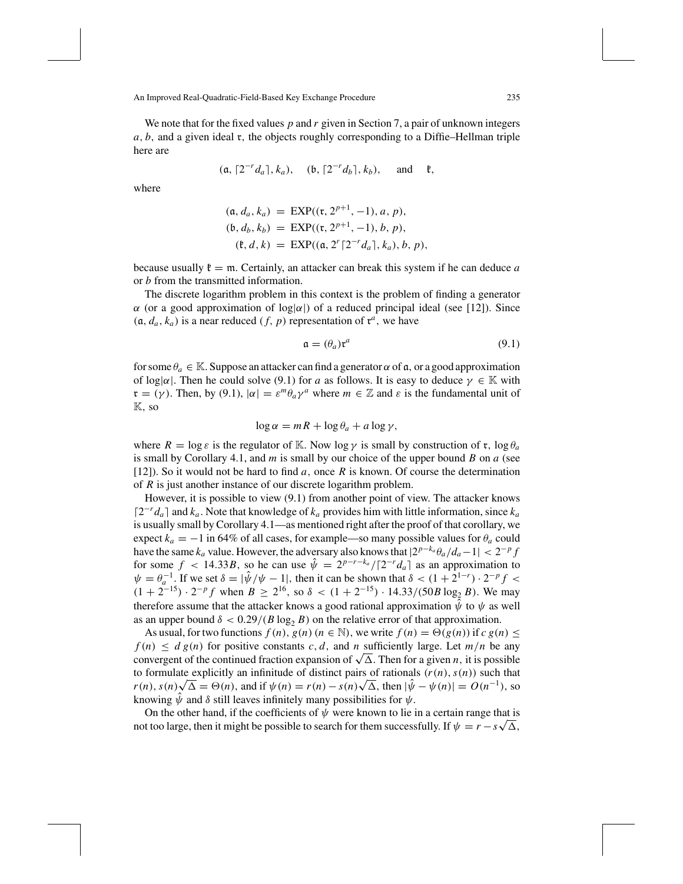We note that for the fixed values $p$ and $r$ given in Section 7, a pair of unknown integers $a$, $b$, and a given ideal $\mathfrak{r}$, the objects roughly corresponding to a Diffie–Hellman triple here are

$$(\mathfrak{a}, \lceil 2^{-r} d_a \rceil, k_a), \quad (\mathfrak{b}, \lceil 2^{-r} d_b \rceil, k_b), \quad \text{and} \quad \mathfrak{k},$$

where

$$\begin{aligned}
(\mathfrak{a}, d_a, k_a) &= \text{EXP}((\mathfrak{r}, 2^{p+1}, -1), a, p), \\
(\mathfrak{b}, d_b, k_b) &= \text{EXP}((\mathfrak{r}, 2^{p+1}, -1), b, p), \\
(\mathfrak{k}, d, k) &= \text{EXP}((\mathfrak{a}, 2^r \lceil 2^{-r} d_a \rceil, k_a), b, p),
\end{aligned}$$

because usually $\mathfrak{k} = \mathfrak{m}$. Certainly, an attacker can break this system if he can deduce $a$ or $b$ from the transmitted information.

The discrete logarithm problem in this context is the problem of finding a generator $\alpha$ (or a good approximation of $\log|\alpha|$) of a reduced principal ideal (see [12]). Since $(\mathfrak{a}, d_a, k_a)$ is a near reduced $(f, p)$ representation of $\mathfrak{r}^a$, we have

$$\mathfrak{a} = (\theta_a)\mathfrak{r}^a \tag{9.1}$$

for some $\theta_a \in \mathbb{K}$. Suppose an attacker can find a generator $\alpha$ of $\mathfrak{a}$, or a good approximation of $\log|\alpha|$. Then he could solve (9.1) for $a$ as follows. It is easy to deduce $\gamma \in \mathbb{K}$ with $\mathfrak{r} = (\gamma)$. Then, by (9.1), $|\alpha| = \varepsilon^m \theta_a \gamma^a$ where $m \in \mathbb{Z}$ and $\varepsilon$ is the fundamental unit of $\mathbb{K}$, so

$$\log \alpha = mR + \log \theta_a + a \log \gamma,$$

where $R = \log \varepsilon$ is the regulator of $\mathbb{K}$. Now $\log \gamma$ is small by construction of $\mathfrak{r}$, $\log \theta_a$ is small by Corollary 4.1, and $m$ is small by our choice of the upper bound $B$ on $a$ (see [12]). So it would not be hard to find $a$, once $R$ is known. Of course the determination of $R$ is just another instance of our discrete logarithm problem.

However, it is possible to view (9.1) from another point of view. The attacker knows $\lceil 2^{-r} d_a \rceil$ and $k_a$. Note that knowledge of $k_a$ provides him with little information, since $k_a$ is usually small by Corollary 4.1—as mentioned right after the proof of that corollary, we expect $k_a = -1$ in 64% of all cases, for example—so many possible values for $\theta_a$ could have the same $k_a$ value. However, the adversary also knows that $|2^{p-k_a}\theta_a/d_a - 1| < 2^{-p} f$ for some $f < 14.33B$, so he can use $\hat{\psi} = 2^{p-r-k_a}/\lceil 2^{-r} d_a \rceil$ as an approximation to $\psi = \theta_a^{-1}$. If we set $\delta = |\hat{\psi}/\psi - 1|$, then it can be shown that $\delta < (1 + 2^{1-r}) \cdot 2^{-p} f < (1 + 2^{-15}) \cdot 2^{-p} f$ when $B \geq 2^{16}$, so $\delta < (1 + 2^{-15}) \cdot 14.33/(50B \log_2 B)$. We may therefore assume that the attacker knows a good rational approximation $\hat{\psi}$ to $\psi$ as well as an upper bound $\delta < 0.29/(B \log_2 B)$ on the relative error of that approximation.

As usual, for two functions $f(n)$, $g(n)$ ($n \in \mathbb{N}$), we write $f(n) = \Theta(g(n))$ if $c\, g(n) \leq f(n) \leq d\, g(n)$ for positive constants $c, d$, and $n$ sufficiently large. Let $m/n$ be any convergent of the continued fraction expansion of $\sqrt{\Delta}$. Then for a given $n$, it is possible to formulate explicitly an infinitude of distinct pairs of rationals $(r(n), s(n))$ such that $r(n), s(n)\sqrt{\Delta} = \Theta(n)$, and if $\psi(n) = r(n) - s(n)\sqrt{\Delta}$, then $|\hat{\psi} - \psi(n)| = O(n^{-1})$, so knowing $\hat{\psi}$ and $\delta$ still leaves infinitely many possibilities for $\psi$.

On the other hand, if the coefficients of $\psi$ were known to lie in a certain range that is not too large, then it might be possible to search for them successfully. If $\psi = r - s\sqrt{\Delta}$,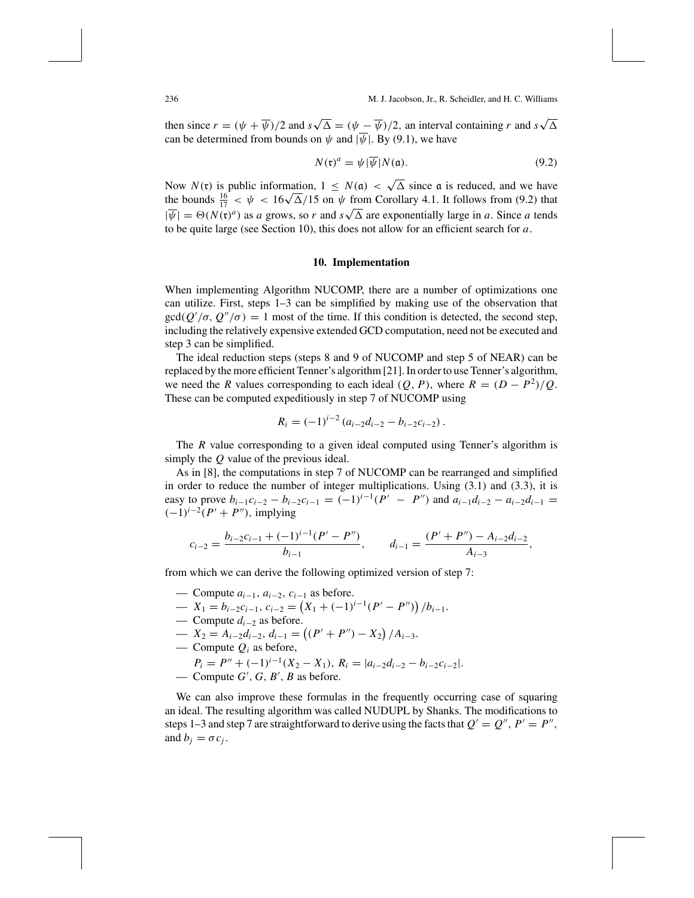then since $r = (\psi + \overline{\psi})/2$ and $s\sqrt{\Delta} = (\psi - \overline{\psi})/2$, an interval containing $r$ and $s\sqrt{\Delta}$ can be determined from bounds on $\psi$ and $|\overline{\psi}|$. By (9.1), we have

$$N(\mathfrak{r})^a = \psi|\overline{\psi}|N(\mathfrak{a}). \tag{9.2}$$

Now $N(\mathfrak{r})$ is public information, $1 \leq N(\mathfrak{a}) < \sqrt{\Delta}$ since $\mathfrak{a}$ is reduced, and we have the bounds $\frac{16}{17} < \psi < 16\sqrt{\Delta}/15$ on $\psi$ from Corollary 4.1. It follows from (9.2) that $|\overline{\psi}| = \Theta(N(\mathfrak{r})^a)$ as $a$ grows, so $r$ and $s\sqrt{\Delta}$ are exponentially large in $a$. Since $a$ tends to be quite large (see Section 10), this does not allow for an efficient search for $a$.

## 10. Implementation

When implementing Algorithm NUCOMP, there are a number of optimizations one can utilize. First, steps 1–3 can be simplified by making use of the observation that $\gcd(Q'/\sigma, Q''/\sigma) = 1$ most of the time. If this condition is detected, the second step, including the relatively expensive extended GCD computation, need not be executed and step 3 can be simplified.

The ideal reduction steps (steps 8 and 9 of NUCOMP and step 5 of NEAR) can be replaced by the more efficient Tenner's algorithm [21]. In order to use Tenner's algorithm, we need the $R$ values corresponding to each ideal $(Q, P)$, where $R = (D - P^2)/Q$. These can be computed expeditiously in step 7 of NUCOMP using

$$R_i = (-1)^{i-2}\left(a_{i-2}d_{i-2} - b_{i-2}c_{i-2}\right).$$

The $R$ value corresponding to a given ideal computed using Tenner's algorithm is simply the $Q$ value of the previous ideal.

As in [8], the computations in step 7 of NUCOMP can be rearranged and simplified in order to reduce the number of integer multiplications. Using (3.1) and (3.3), it is easy to prove $b_{i-1}c_{i-2} - b_{i-2}c_{i-1} = (-1)^{i-1}(P' - P'')$ and $a_{i-1}d_{i-2} - a_{i-2}d_{i-1} = (-1)^{i-2}(P' + P'')$, implying

$$c_{i-2} = \frac{b_{i-2}c_{i-1} + (-1)^{i-1}(P' - P'')}{b_{i-1}}, \qquad d_{i-1} = \frac{(P' + P'') - A_{i-2}d_{i-2}}{A_{i-3}},$$

from which we can derive the following optimized version of step 7:

- Compute $a_{i-1}$, $a_{i-2}$, $c_{i-1}$ as before.
- $X_1 = b_{i-2}c_{i-1}$, $c_{i-2} = \left(X_1 + (-1)^{i-1}(P' - P'')\right)/b_{i-1}$.
- Compute $d_{i-2}$ as before.
- $X_2 = A_{i-2}d_{i-2}$, $d_{i-1} = \left((P' + P'') - X_2\right)/A_{i-3}$.
- Compute $Q_i$ as before,
  $P_i = P'' + (-1)^{i-1}(X_2 - X_1)$, $R_i = |a_{i-2}d_{i-2} - b_{i-2}c_{i-2}|$.
- Compute $G'$, $G$, $B'$, $B$ as before.

We can also improve these formulas in the frequently occurring case of squaring an ideal. The resulting algorithm was called NUDUPL by Shanks. The modifications to steps 1–3 and step 7 are straightforward to derive using the facts that $Q' = Q''$, $P' = P''$, and $b_j = \sigma c_j$.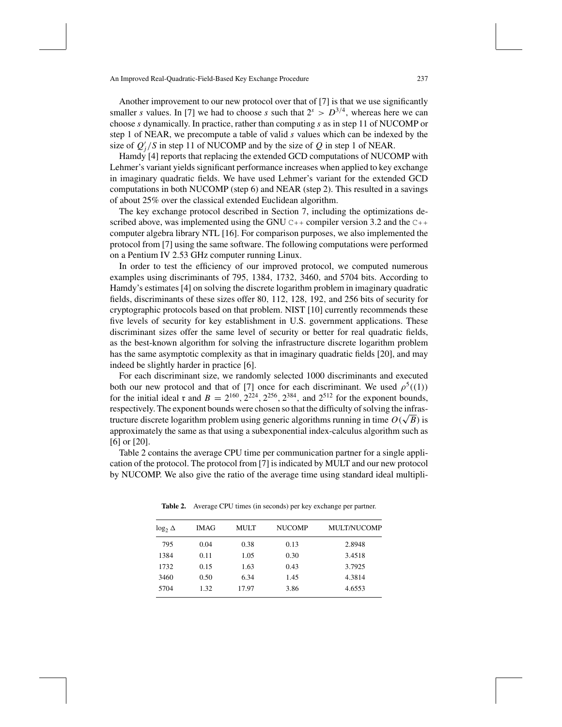Another improvement to our new protocol over that of [7] is that we use significantly smaller $s$ values. In [7] we had to choose $s$ such that $2^s > D^{3/4}$, whereas here we can choose $s$ dynamically. In practice, rather than computing $s$ as in step 11 of NUCOMP or step 1 of NEAR, we precompute a table of valid $s$ values which can be indexed by the size of $Q_j'/S$ in step 11 of NUCOMP and by the size of $Q$ in step 1 of NEAR.

Hamdy [4] reports that replacing the extended GCD computations of NUCOMP with Lehmer's variant yields significant performance increases when applied to key exchange in imaginary quadratic fields. We have used Lehmer's variant for the extended GCD computations in both NUCOMP (step 6) and NEAR (step 2). This resulted in a savings of about 25% over the classical extended Euclidean algorithm.

The key exchange protocol described in Section 7, including the optimizations described above, was implemented using the GNU C++ compiler version 3.2 and the C++ computer algebra library NTL [16]. For comparison purposes, we also implemented the protocol from [7] using the same software. The following computations were performed on a Pentium IV 2.53 GHz computer running Linux.

In order to test the efficiency of our improved protocol, we computed numerous examples using discriminants of 795, 1384, 1732, 3460, and 5704 bits. According to Hamdy's estimates [4] on solving the discrete logarithm problem in imaginary quadratic fields, discriminants of these sizes offer 80, 112, 128, 192, and 256 bits of security for cryptographic protocols based on that problem. NIST [10] currently recommends these five levels of security for key establishment in U.S. government applications. These discriminant sizes offer the same level of security or better for real quadratic fields, as the best-known algorithm for solving the infrastructure discrete logarithm problem has the same asymptotic complexity as that in imaginary quadratic fields [20], and may indeed be slightly harder in practice [6].

For each discriminant size, we randomly selected 1000 discriminants and executed both our new protocol and that of [7] once for each discriminant. We used $\rho^5((1))$ for the initial ideal $\mathfrak{r}$ and $B = 2^{160}, 2^{224}, 2^{256}, 2^{384}$, and $2^{512}$ for the exponent bounds, respectively. The exponent bounds were chosen so that the difficulty of solving the infrastructure discrete logarithm problem using generic algorithms running in time $O(\sqrt{B})$ is approximately the same as that using a subexponential index-calculus algorithm such as [6] or [20].

Table 2 contains the average CPU time per communication partner for a single application of the protocol. The protocol from [7] is indicated by MULT and our new protocol by NUCOMP. We also give the ratio of the average time using standard ideal multipli-

**Table 2.** Average CPU times (in seconds) per key exchange per partner.

| $\log_2 \Delta$ | IMAG | MULT | NUCOMP | MULT/NUCOMP |
|---|---|---|---|---|
| 795 | 0.04 | 0.38 | 0.13 | 2.8948 |
| 1384 | 0.11 | 1.05 | 0.30 | 3.4518 |
| 1732 | 0.15 | 1.63 | 0.43 | 3.7925 |
| 3460 | 0.50 | 6.34 | 1.45 | 4.3814 |
| 5704 | 1.32 | 17.97 | 3.86 | 4.6553 |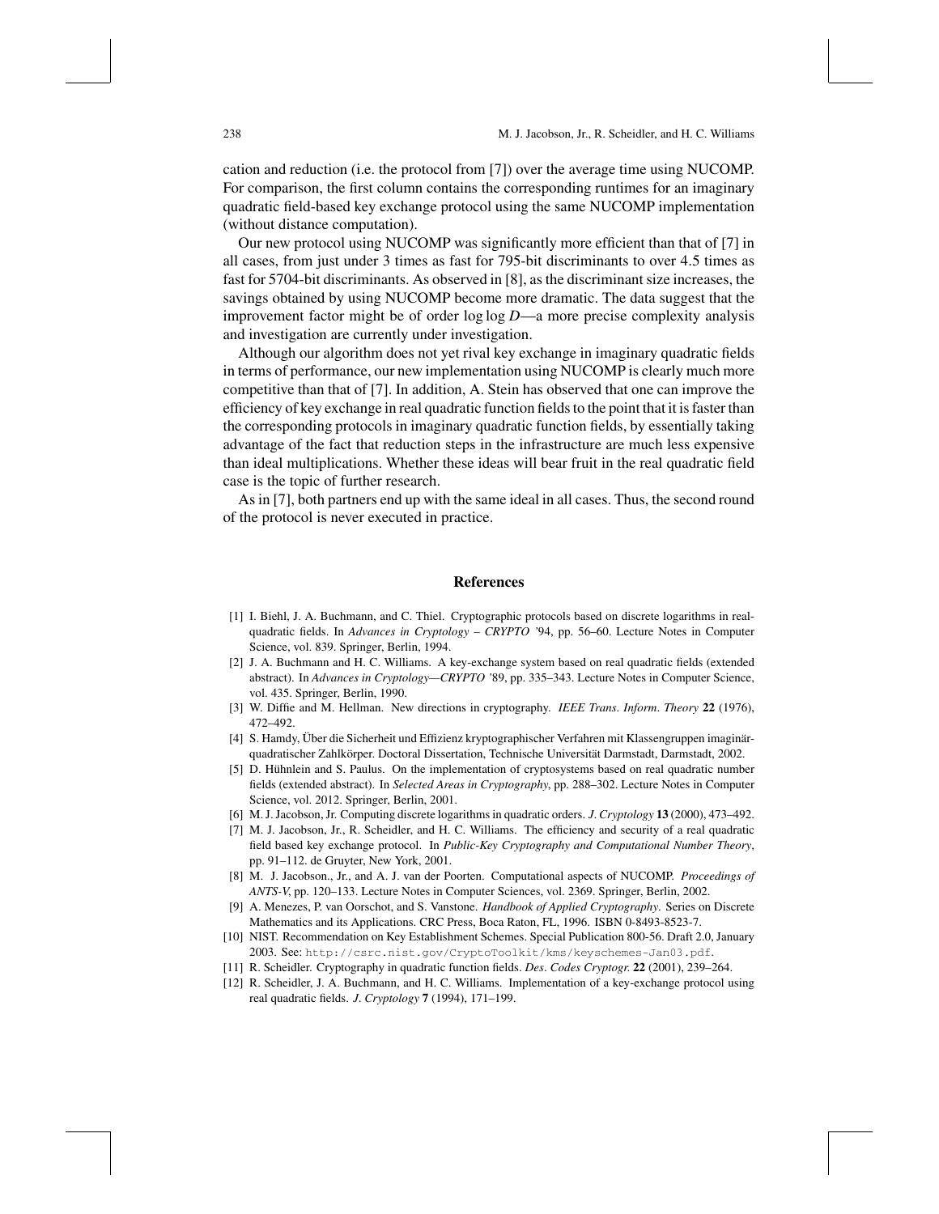cation and reduction (i.e. the protocol from [7]) over the average time using NUCOMP. For comparison, the first column contains the corresponding runtimes for an imaginary quadratic field-based key exchange protocol using the same NUCOMP implementation (without distance computation).

Our new protocol using NUCOMP was significantly more efficient than that of [7] in all cases, from just under 3 times as fast for 795-bit discriminants to over 4.5 times as fast for 5704-bit discriminants. As observed in [8], as the discriminant size increases, the savings obtained by using NUCOMP become more dramatic. The data suggest that the improvement factor might be of order $\log \log D$—a more precise complexity analysis and investigation are currently under investigation.

Although our algorithm does not yet rival key exchange in imaginary quadratic fields in terms of performance, our new implementation using NUCOMP is clearly much more competitive than that of [7]. In addition, A. Stein has observed that one can improve the efficiency of key exchange in real quadratic function fields to the point that it is faster than the corresponding protocols in imaginary quadratic function fields, by essentially taking advantage of the fact that reduction steps in the infrastructure are much less expensive than ideal multiplications. Whether these ideas will bear fruit in the real quadratic field case is the topic of further research.

As in [7], both partners end up with the same ideal in all cases. Thus, the second round of the protocol is never executed in practice.

## References

[1] I. Biehl, J. A. Buchmann, and C. Thiel. Cryptographic protocols based on discrete logarithms in real-quadratic fields. In *Advances in Cryptology – CRYPTO '94*, pp. 56–60. Lecture Notes in Computer Science, vol. 839. Springer, Berlin, 1994.

[2] J. A. Buchmann and H. C. Williams. A key-exchange system based on real quadratic fields (extended abstract). In *Advances in Cryptology—CRYPTO '89*, pp. 335–343. Lecture Notes in Computer Science, vol. 435. Springer, Berlin, 1990.

[3] W. Diffie and M. Hellman. New directions in cryptography. *IEEE Trans. Inform. Theory* **22** (1976), 472–492.

[4] S. Hamdy, Über die Sicherheit und Effizienz kryptographischer Verfahren mit Klassengruppen imaginär-quadratischer Zahlkörper. Doctoral Dissertation, Technische Universität Darmstadt, Darmstadt, 2002.

[5] D. Hühnlein and S. Paulus. On the implementation of cryptosystems based on real quadratic number fields (extended abstract). In *Selected Areas in Cryptography*, pp. 288–302. Lecture Notes in Computer Science, vol. 2012. Springer, Berlin, 2001.

[6] M. J. Jacobson, Jr. Computing discrete logarithms in quadratic orders. *J. Cryptology* **13** (2000), 473–492.

[7] M. J. Jacobson, Jr., R. Scheidler, and H. C. Williams. The efficiency and security of a real quadratic field based key exchange protocol. In *Public-Key Cryptography and Computational Number Theory*, pp. 91–112. de Gruyter, New York, 2001.

[8] M. J. Jacobson., Jr., and A. J. van der Poorten. Computational aspects of NUCOMP. *Proceedings of ANTS-V*, pp. 120–133. Lecture Notes in Computer Sciences, vol. 2369. Springer, Berlin, 2002.

[9] A. Menezes, P. van Oorschot, and S. Vanstone. *Handbook of Applied Cryptography*. Series on Discrete Mathematics and its Applications. CRC Press, Boca Raton, FL, 1996. ISBN 0-8493-8523-7.

[10] NIST. Recommendation on Key Establishment Schemes. Special Publication 800-56. Draft 2.0, January 2003. See: `http://csrc.nist.gov/CryptoToolkit/kms/keyschemes-Jan03.pdf`.

[11] R. Scheidler. Cryptography in quadratic function fields. *Des. Codes Cryptogr.* **22** (2001), 239–264.

[12] R. Scheidler, J. A. Buchmann, and H. C. Williams. Implementation of a key-exchange protocol using real quadratic fields. *J. Cryptology* **7** (1994), 171–199.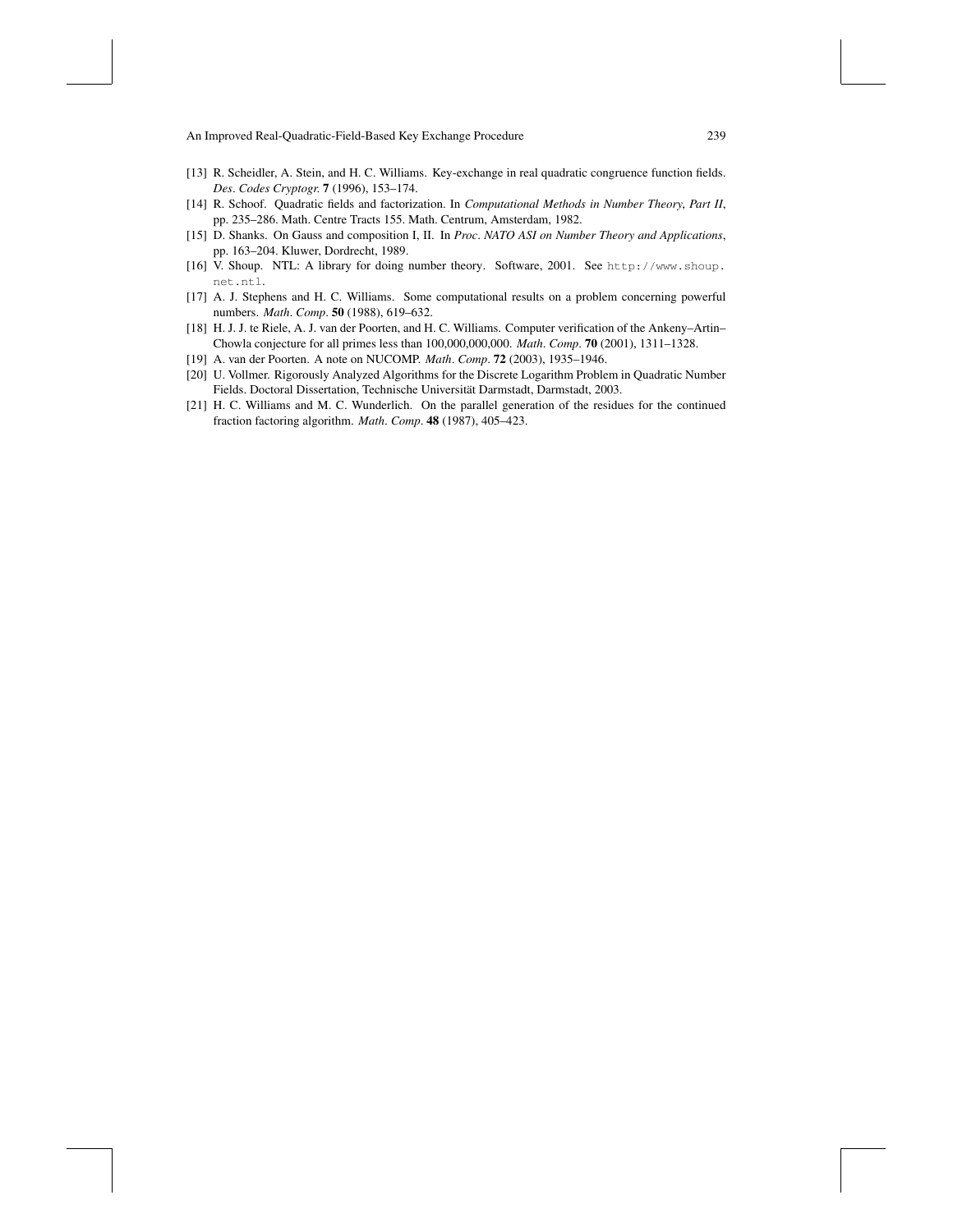[13] R. Scheidler, A. Stein, and H. C. Williams. Key-exchange in real quadratic congruence function fields. *Des. Codes Cryptogr.* **7** (1996), 153–174.

[14] R. Schoof. Quadratic fields and factorization. In *Computational Methods in Number Theory, Part II*, pp. 235–286. Math. Centre Tracts 155. Math. Centrum, Amsterdam, 1982.

[15] D. Shanks. On Gauss and composition I, II. In *Proc. NATO ASI on Number Theory and Applications*, pp. 163–204. Kluwer, Dordrecht, 1989.

[16] V. Shoup. NTL: A library for doing number theory. Software, 2001. See `http://www.shoup.net.ntl`.

[17] A. J. Stephens and H. C. Williams. Some computational results on a problem concerning powerful numbers. *Math. Comp.* **50** (1988), 619–632.

[18] H. J. J. te Riele, A. J. van der Poorten, and H. C. Williams. Computer verification of the Ankeny–Artin–Chowla conjecture for all primes less than 100,000,000,000. *Math. Comp.* **70** (2001), 1311–1328.

[19] A. van der Poorten. A note on NUCOMP. *Math. Comp.* **72** (2003), 1935–1946.

[20] U. Vollmer. Rigorously Analyzed Algorithms for the Discrete Logarithm Problem in Quadratic Number Fields. Doctoral Dissertation, Technische Universität Darmstadt, Darmstadt, 2003.

[21] H. C. Williams and M. C. Wunderlich. On the parallel generation of the residues for the continued fraction factoring algorithm. *Math. Comp.* **48** (1987), 405–423.